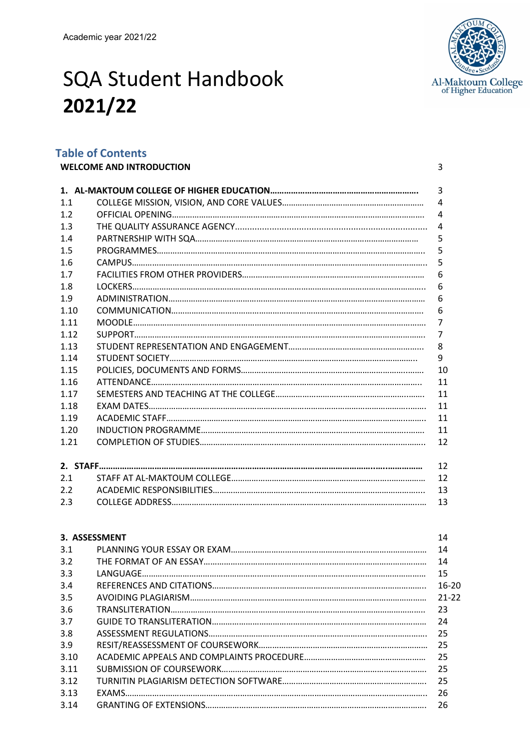Academic year 2021/22

# SQA Student Handbook 2021/22

## Table of Contents

| | | |
|---|---|---|
| **WELCOME AND INTRODUCTION** | | 3 |
| **1.** | **AL-MAKTOUM COLLEGE OF HIGHER EDUCATION** | 3 |
| 1.1 | COLLEGE MISSION, VISION, AND CORE VALUES | 4 |
| 1.2 | OFFICIAL OPENING | 4 |
| 1.3 | THE QUALITY ASSURANCE AGENCY | 4 |
| 1.4 | PARTNERSHIP WITH SQA | 5 |
| 1.5 | PROGRAMMES | 5 |
| 1.6 | CAMPUS | 5 |
| 1.7 | FACILITIES FROM OTHER PROVIDERS | 6 |
| 1.8 | LOCKERS | 6 |
| 1.9 | ADMINISTRATION | 6 |
| 1.10 | COMMUNICATION | 6 |
| 1.11 | MOODLE | 7 |
| 1.12 | SUPPORT | 7 |
| 1.13 | STUDENT REPRESENTATION AND ENGAGEMENT | 8 |
| 1.14 | STUDENT SOCIETY | 9 |
| 1.15 | POLICIES, DOCUMENTS AND FORMS | 10 |
| 1.16 | ATTENDANCE | 11 |
| 1.17 | SEMESTERS AND TEACHING AT THE COLLEGE | 11 |
| 1.18 | EXAM DATES | 11 |
| 1.19 | ACADEMIC STAFF | 11 |
| 1.20 | INDUCTION PROGRAMME | 11 |
| 1.21 | COMPLETION OF STUDIES | 12 |
| **2.** | **STAFF** | 12 |
| 2.1 | STAFF AT AL-MAKTOUM COLLEGE | 12 |
| 2.2 | ACADEMIC RESPONSIBILITIES | 13 |
| 2.3 | COLLEGE ADDRESS | 13 |
| **3.** | **ASSESSMENT** | 14 |
| 3.1 | PLANNING YOUR ESSAY OR EXAM | 14 |
| 3.2 | THE FORMAT OF AN ESSAY | 14 |
| 3.3 | LANGUAGE | 15 |
| 3.4 | REFERENCES AND CITATIONS | 16-20 |
| 3.5 | AVOIDING PLAGIARISM | 21-22 |
| 3.6 | TRANSLITERATION | 23 |
| 3.7 | GUIDE TO TRANSLITERATION | 24 |
| 3.8 | ASSESSMENT REGULATIONS | 25 |
| 3.9 | RESIT/REASSESSMENT OF COURSEWORK | 25 |
| 3.10 | ACADEMIC APPEALS AND COMPLAINTS PROCEDURE | 25 |
| 3.11 | SUBMISSION OF COURSEWORK | 25 |
| 3.12 | TURNITIN PLAGIARISM DETECTION SOFTWARE | 25 |
| 3.13 | EXAMS | 26 |
| 3.14 | GRANTING OF EXTENSIONS | 26 |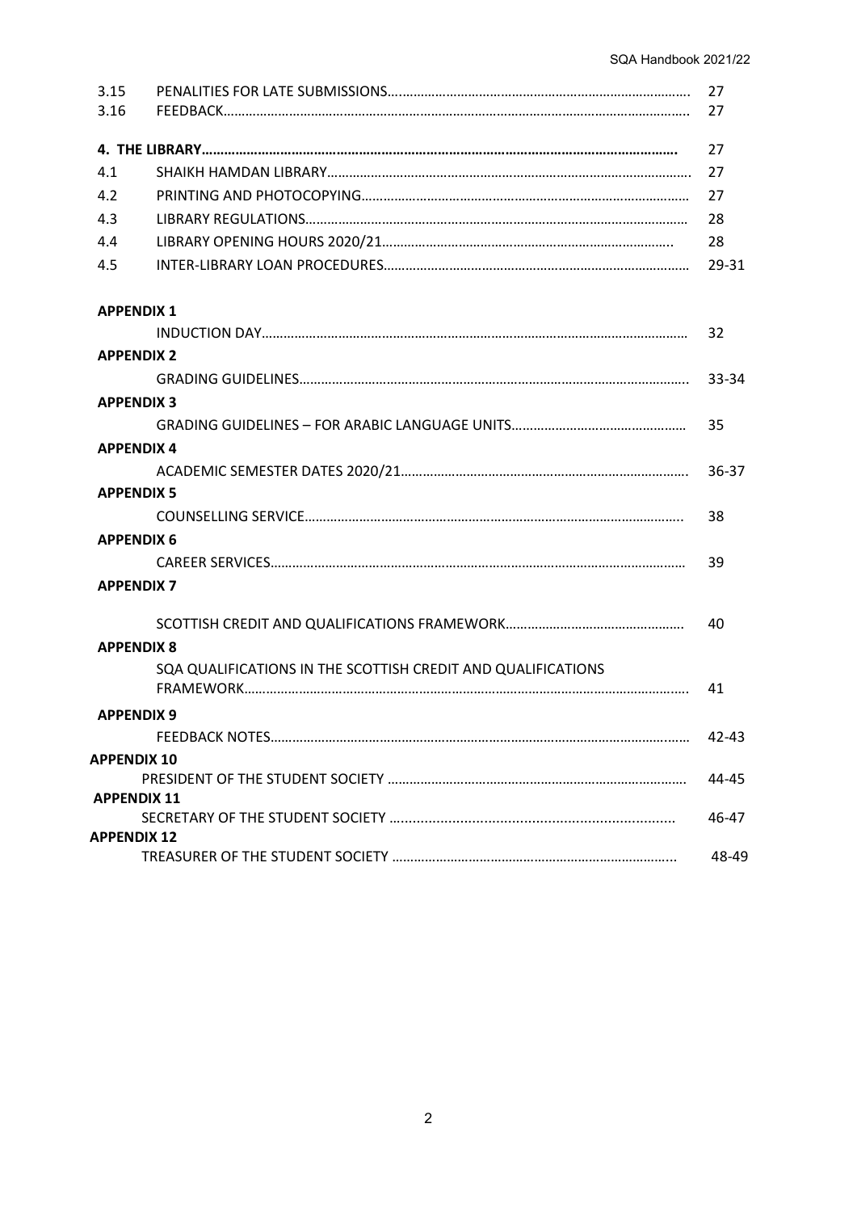| | | |
|---|---|---|
| 3.15 | PENALITIES FOR LATE SUBMISSIONS | 27 |
| 3.16 | FEEDBACK | 27 |
| **4. THE LIBRARY** | | 27 |
| 4.1 | SHAIKH HAMDAN LIBRARY | 27 |
| 4.2 | PRINTING AND PHOTOCOPYING | 27 |
| 4.3 | LIBRARY REGULATIONS | 28 |
| 4.4 | LIBRARY OPENING HOURS 2020/21 | 28 |
| 4.5 | INTER-LIBRARY LOAN PROCEDURES | 29-31 |
| **APPENDIX 1** | | |
| | INDUCTION DAY | 32 |
| **APPENDIX 2** | | |
| | GRADING GUIDELINES | 33-34 |
| **APPENDIX 3** | | |
| | GRADING GUIDELINES – FOR ARABIC LANGUAGE UNITS | 35 |
| **APPENDIX 4** | | |
| | ACADEMIC SEMESTER DATES 2020/21 | 36-37 |
| **APPENDIX 5** | | |
| | COUNSELLING SERVICE | 38 |
| **APPENDIX 6** | | |
| | CAREER SERVICES | 39 |
| **APPENDIX 7** | | |
| | SCOTTISH CREDIT AND QUALIFICATIONS FRAMEWORK | 40 |
| **APPENDIX 8** | | |
| | SQA QUALIFICATIONS IN THE SCOTTISH CREDIT AND QUALIFICATIONS FRAMEWORK | 41 |
| **APPENDIX 9** | | |
| | FEEDBACK NOTES | 42-43 |
| **APPENDIX 10** | | |
| | PRESIDENT OF THE STUDENT SOCIETY | 44-45 |
| **APPENDIX 11** | | |
| | SECRETARY OF THE STUDENT SOCIETY | 46-47 |
| **APPENDIX 12** | | |
| | TREASURER OF THE STUDENT SOCIETY | 48-49 |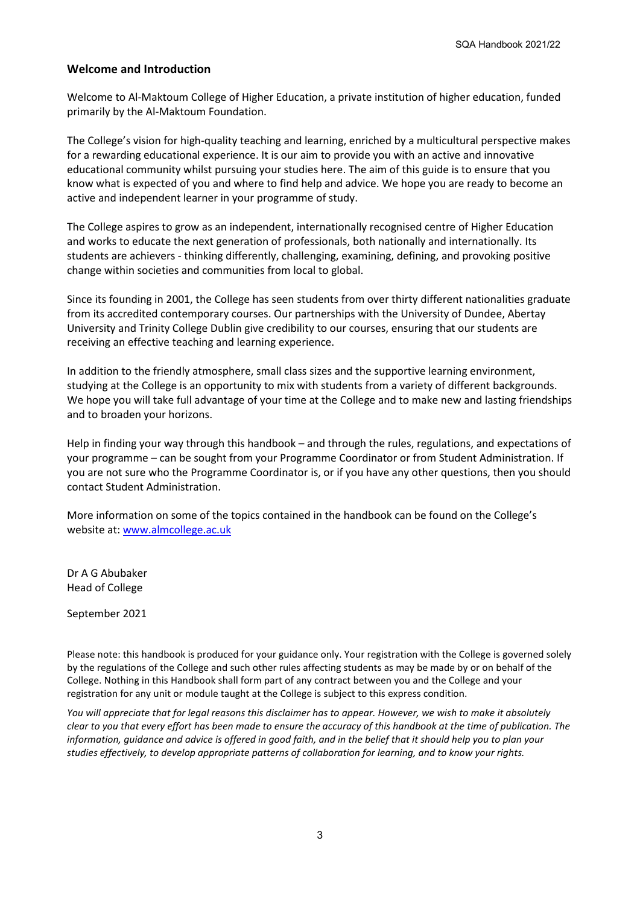## Welcome and Introduction

Welcome to Al-Maktoum College of Higher Education, a private institution of higher education, funded primarily by the Al-Maktoum Foundation.

The College's vision for high-quality teaching and learning, enriched by a multicultural perspective makes for a rewarding educational experience. It is our aim to provide you with an active and innovative educational community whilst pursuing your studies here. The aim of this guide is to ensure that you know what is expected of you and where to find help and advice. We hope you are ready to become an active and independent learner in your programme of study.

The College aspires to grow as an independent, internationally recognised centre of Higher Education and works to educate the next generation of professionals, both nationally and internationally. Its students are achievers - thinking differently, challenging, examining, defining, and provoking positive change within societies and communities from local to global.

Since its founding in 2001, the College has seen students from over thirty different nationalities graduate from its accredited contemporary courses. Our partnerships with the University of Dundee, Abertay University and Trinity College Dublin give credibility to our courses, ensuring that our students are receiving an effective teaching and learning experience.

In addition to the friendly atmosphere, small class sizes and the supportive learning environment, studying at the College is an opportunity to mix with students from a variety of different backgrounds. We hope you will take full advantage of your time at the College and to make new and lasting friendships and to broaden your horizons.

Help in finding your way through this handbook – and through the rules, regulations, and expectations of your programme – can be sought from your Programme Coordinator or from Student Administration. If you are not sure who the Programme Coordinator is, or if you have any other questions, then you should contact Student Administration.

More information on some of the topics contained in the handbook can be found on the College's website at: [www.almcollege.ac.uk](http://www.almcollege.ac.uk)

Dr A G Abubaker
Head of College

September 2021

Please note: this handbook is produced for your guidance only. Your registration with the College is governed solely by the regulations of the College and such other rules affecting students as may be made by or on behalf of the College. Nothing in this Handbook shall form part of any contract between you and the College and your registration for any unit or module taught at the College is subject to this express condition.

*You will appreciate that for legal reasons this disclaimer has to appear. However, we wish to make it absolutely clear to you that every effort has been made to ensure the accuracy of this handbook at the time of publication. The information, guidance and advice is offered in good faith, and in the belief that it should help you to plan your studies effectively, to develop appropriate patterns of collaboration for learning, and to know your rights.*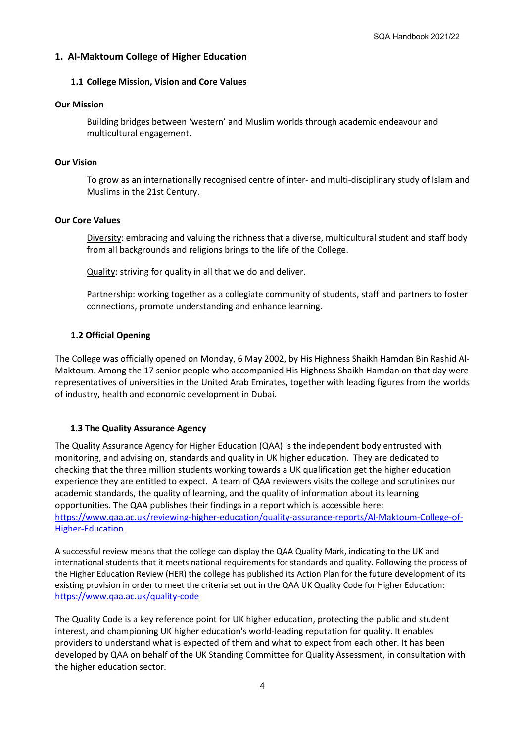## 1. Al-Maktoum College of Higher Education

### 1.1 College Mission, Vision and Core Values

**Our Mission**

Building bridges between 'western' and Muslim worlds through academic endeavour and multicultural engagement.

**Our Vision**

To grow as an internationally recognised centre of inter- and multi-disciplinary study of Islam and Muslims in the 21st Century.

**Our Core Values**

Diversity: embracing and valuing the richness that a diverse, multicultural student and staff body from all backgrounds and religions brings to the life of the College.

Quality: striving for quality in all that we do and deliver.

Partnership: working together as a collegiate community of students, staff and partners to foster connections, promote understanding and enhance learning.

### 1.2 Official Opening

The College was officially opened on Monday, 6 May 2002, by His Highness Shaikh Hamdan Bin Rashid Al-Maktoum. Among the 17 senior people who accompanied His Highness Shaikh Hamdan on that day were representatives of universities in the United Arab Emirates, together with leading figures from the worlds of industry, health and economic development in Dubai.

### 1.3 The Quality Assurance Agency

The Quality Assurance Agency for Higher Education (QAA) is the independent body entrusted with monitoring, and advising on, standards and quality in UK higher education. They are dedicated to checking that the three million students working towards a UK qualification get the higher education experience they are entitled to expect. A team of QAA reviewers visits the college and scrutinises our academic standards, the quality of learning, and the quality of information about its learning opportunities. The QAA publishes their findings in a report which is accessible here: https://www.qaa.ac.uk/reviewing-higher-education/quality-assurance-reports/Al-Maktoum-College-of-Higher-Education

A successful review means that the college can display the QAA Quality Mark, indicating to the UK and international students that it meets national requirements for standards and quality. Following the process of the Higher Education Review (HER) the college has published its Action Plan for the future development of its existing provision in order to meet the criteria set out in the QAA UK Quality Code for Higher Education: https://www.qaa.ac.uk/quality-code

The Quality Code is a key reference point for UK higher education, protecting the public and student interest, and championing UK higher education's world-leading reputation for quality. It enables providers to understand what is expected of them and what to expect from each other. It has been developed by QAA on behalf of the UK Standing Committee for Quality Assessment, in consultation with the higher education sector.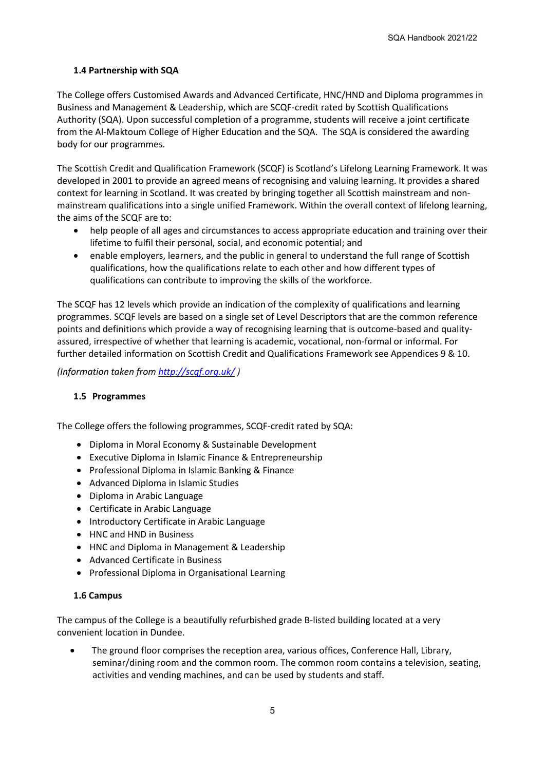### 1.4 Partnership with SQA

The College offers Customised Awards and Advanced Certificate, HNC/HND and Diploma programmes in Business and Management & Leadership, which are SCQF-credit rated by Scottish Qualifications Authority (SQA). Upon successful completion of a programme, students will receive a joint certificate from the Al-Maktoum College of Higher Education and the SQA. The SQA is considered the awarding body for our programmes.

The Scottish Credit and Qualification Framework (SCQF) is Scotland's Lifelong Learning Framework. It was developed in 2001 to provide an agreed means of recognising and valuing learning. It provides a shared context for learning in Scotland. It was created by bringing together all Scottish mainstream and non-mainstream qualifications into a single unified Framework. Within the overall context of lifelong learning, the aims of the SCQF are to:

- help people of all ages and circumstances to access appropriate education and training over their lifetime to fulfil their personal, social, and economic potential; and
- enable employers, learners, and the public in general to understand the full range of Scottish qualifications, how the qualifications relate to each other and how different types of qualifications can contribute to improving the skills of the workforce.

The SCQF has 12 levels which provide an indication of the complexity of qualifications and learning programmes. SCQF levels are based on a single set of Level Descriptors that are the common reference points and definitions which provide a way of recognising learning that is outcome-based and quality-assured, irrespective of whether that learning is academic, vocational, non-formal or informal. For further detailed information on Scottish Credit and Qualifications Framework see Appendices 9 & 10.

*(Information taken from [http://scqf.org.uk/](http://scqf.org.uk/) )*

### 1.5 Programmes

The College offers the following programmes, SCQF-credit rated by SQA:

- Diploma in Moral Economy & Sustainable Development
- Executive Diploma in Islamic Finance & Entrepreneurship
- Professional Diploma in Islamic Banking & Finance
- Advanced Diploma in Islamic Studies
- Diploma in Arabic Language
- Certificate in Arabic Language
- Introductory Certificate in Arabic Language
- HNC and HND in Business
- HNC and Diploma in Management & Leadership
- Advanced Certificate in Business
- Professional Diploma in Organisational Learning

### 1.6 Campus

The campus of the College is a beautifully refurbished grade B-listed building located at a very convenient location in Dundee.

- The ground floor comprises the reception area, various offices, Conference Hall, Library, seminar/dining room and the common room. The common room contains a television, seating, activities and vending machines, and can be used by students and staff.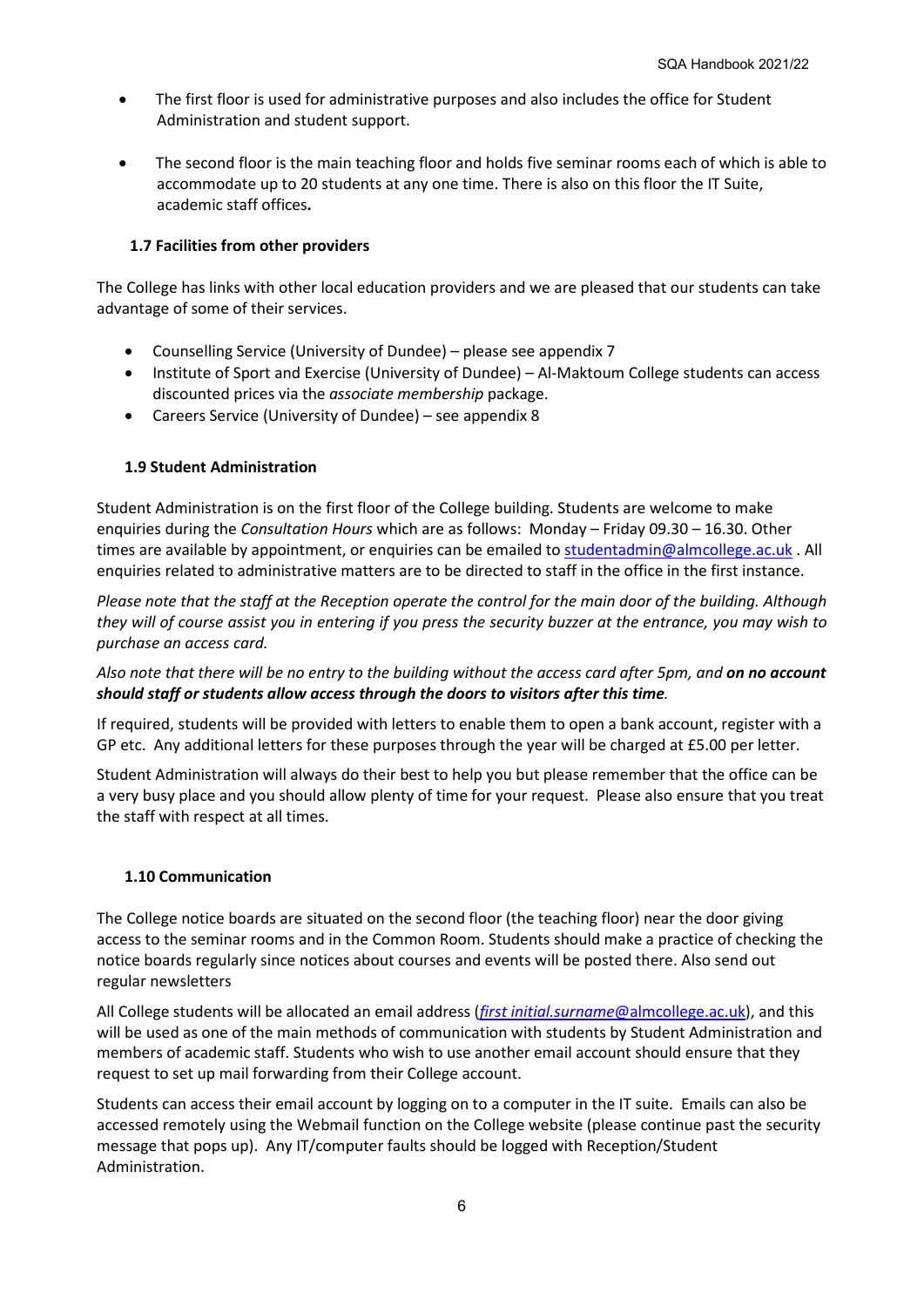- The first floor is used for administrative purposes and also includes the office for Student Administration and student support.
- The second floor is the main teaching floor and holds five seminar rooms each of which is able to accommodate up to 20 students at any one time. There is also on this floor the IT Suite, academic staff offices**.**

### 1.7 Facilities from other providers

The College has links with other local education providers and we are pleased that our students can take advantage of some of their services.

- Counselling Service (University of Dundee) – please see appendix 7
- Institute of Sport and Exercise (University of Dundee) – Al-Maktoum College students can access discounted prices via the *associate membership* package.
- Careers Service (University of Dundee) – see appendix 8

### 1.9 Student Administration

Student Administration is on the first floor of the College building. Students are welcome to make enquiries during the *Consultation Hours* which are as follows: Monday – Friday 09.30 – 16.30. Other times are available by appointment, or enquiries can be emailed to studentadmin@almcollege.ac.uk . All enquiries related to administrative matters are to be directed to staff in the office in the first instance.

*Please note that the staff at the Reception operate the control for the main door of the building. Although they will of course assist you in entering if you press the security buzzer at the entrance, you may wish to purchase an access card.*

*Also note that there will be no entry to the building without the access card after 5pm, and **on no account should staff or students allow access through the doors to visitors after this time**.*

If required, students will be provided with letters to enable them to open a bank account, register with a GP etc. Any additional letters for these purposes through the year will be charged at £5.00 per letter.

Student Administration will always do their best to help you but please remember that the office can be a very busy place and you should allow plenty of time for your request. Please also ensure that you treat the staff with respect at all times.

### 1.10 Communication

The College notice boards are situated on the second floor (the teaching floor) near the door giving access to the seminar rooms and in the Common Room. Students should make a practice of checking the notice boards regularly since notices about courses and events will be posted there. Also send out regular newsletters

All College students will be allocated an email address (*first initial.surname*@almcollege.ac.uk), and this will be used as one of the main methods of communication with students by Student Administration and members of academic staff. Students who wish to use another email account should ensure that they request to set up mail forwarding from their College account.

Students can access their email account by logging on to a computer in the IT suite. Emails can also be accessed remotely using the Webmail function on the College website (please continue past the security message that pops up). Any IT/computer faults should be logged with Reception/Student Administration.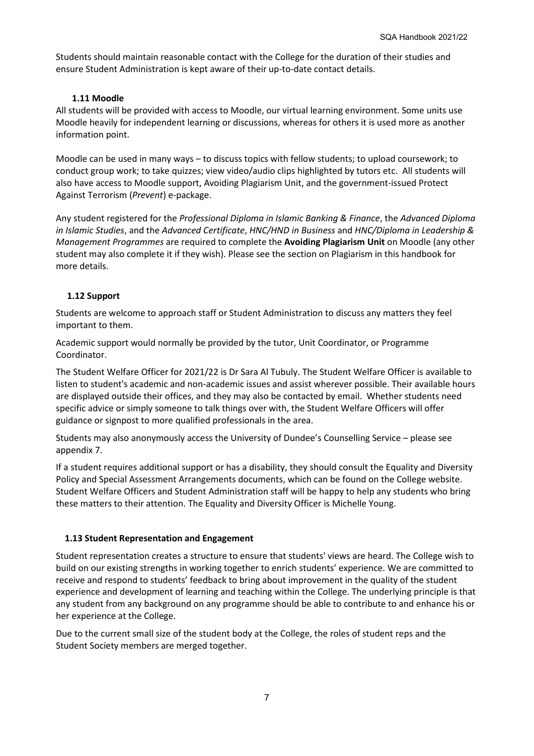Students should maintain reasonable contact with the College for the duration of their studies and ensure Student Administration is kept aware of their up-to-date contact details.

### 1.11 Moodle

All students will be provided with access to Moodle, our virtual learning environment. Some units use Moodle heavily for independent learning or discussions, whereas for others it is used more as another information point.

Moodle can be used in many ways – to discuss topics with fellow students; to upload coursework; to conduct group work; to take quizzes; view video/audio clips highlighted by tutors etc. All students will also have access to Moodle support, Avoiding Plagiarism Unit, and the government-issued Protect Against Terrorism (*Prevent*) e-package.

Any student registered for the *Professional Diploma in Islamic Banking & Finance*, the *Advanced Diploma in Islamic Studies*, and the *Advanced Certificate*, *HNC/HND in Business* and *HNC/Diploma in Leadership & Management Programmes* are required to complete the **Avoiding Plagiarism Unit** on Moodle (any other student may also complete it if they wish). Please see the section on Plagiarism in this handbook for more details.

### 1.12 Support

Students are welcome to approach staff or Student Administration to discuss any matters they feel important to them.

Academic support would normally be provided by the tutor, Unit Coordinator, or Programme Coordinator.

The Student Welfare Officer for 2021/22 is Dr Sara Al Tubuly. The Student Welfare Officer is available to listen to student's academic and non-academic issues and assist wherever possible. Their available hours are displayed outside their offices, and they may also be contacted by email. Whether students need specific advice or simply someone to talk things over with, the Student Welfare Officers will offer guidance or signpost to more qualified professionals in the area.

Students may also anonymously access the University of Dundee's Counselling Service – please see appendix 7.

If a student requires additional support or has a disability, they should consult the Equality and Diversity Policy and Special Assessment Arrangements documents, which can be found on the College website. Student Welfare Officers and Student Administration staff will be happy to help any students who bring these matters to their attention. The Equality and Diversity Officer is Michelle Young.

### 1.13 Student Representation and Engagement

Student representation creates a structure to ensure that students' views are heard. The College wish to build on our existing strengths in working together to enrich students' experience. We are committed to receive and respond to students' feedback to bring about improvement in the quality of the student experience and development of learning and teaching within the College. The underlying principle is that any student from any background on any programme should be able to contribute to and enhance his or her experience at the College.

Due to the current small size of the student body at the College, the roles of student reps and the Student Society members are merged together.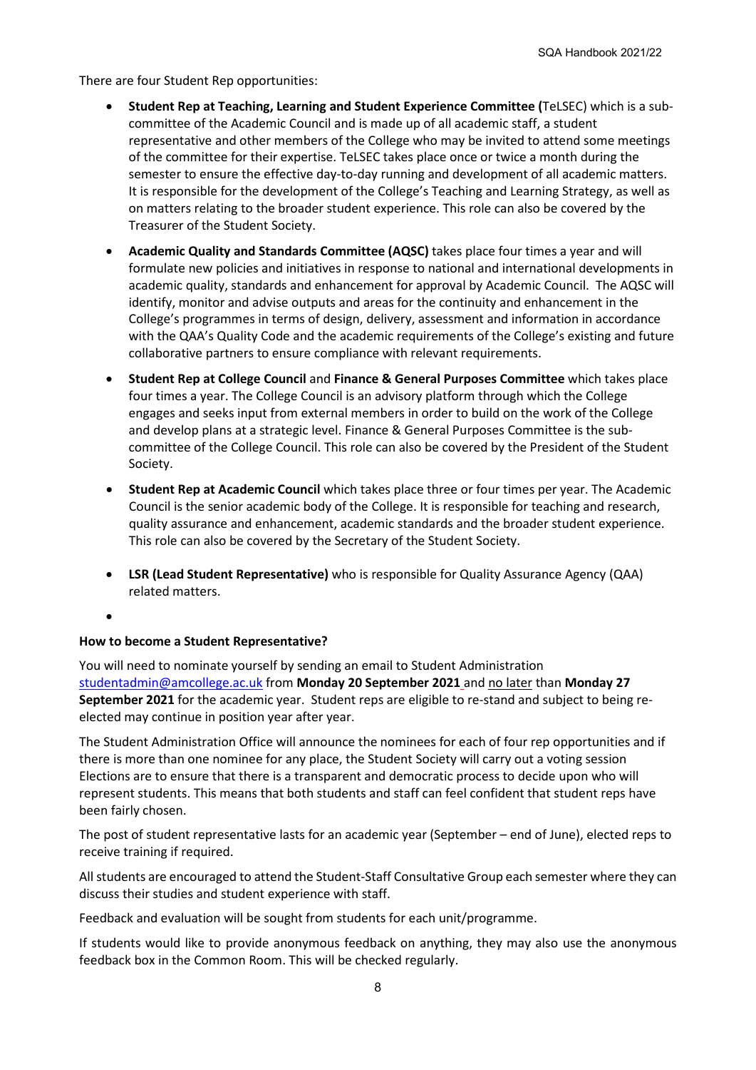There are four Student Rep opportunities:

- **Student Rep at Teaching, Learning and Student Experience Committee (**TeLSEC) which is a sub-committee of the Academic Council and is made up of all academic staff, a student representative and other members of the College who may be invited to attend some meetings of the committee for their expertise. TeLSEC takes place once or twice a month during the semester to ensure the effective day-to-day running and development of all academic matters. It is responsible for the development of the College's Teaching and Learning Strategy, as well as on matters relating to the broader student experience. This role can also be covered by the Treasurer of the Student Society.
- **Academic Quality and Standards Committee (AQSC)** takes place four times a year and will formulate new policies and initiatives in response to national and international developments in academic quality, standards and enhancement for approval by Academic Council. The AQSC will identify, monitor and advise outputs and areas for the continuity and enhancement in the College's programmes in terms of design, delivery, assessment and information in accordance with the QAA's Quality Code and the academic requirements of the College's existing and future collaborative partners to ensure compliance with relevant requirements.
- **Student Rep at College Council** and **Finance & General Purposes Committee** which takes place four times a year. The College Council is an advisory platform through which the College engages and seeks input from external members in order to build on the work of the College and develop plans at a strategic level. Finance & General Purposes Committee is the sub-committee of the College Council. This role can also be covered by the President of the Student Society.
- **Student Rep at Academic Council** which takes place three or four times per year. The Academic Council is the senior academic body of the College. It is responsible for teaching and research, quality assurance and enhancement, academic standards and the broader student experience. This role can also be covered by the Secretary of the Student Society.
- **LSR (Lead Student Representative)** who is responsible for Quality Assurance Agency (QAA) related matters.

**How to become a Student Representative?**

You will need to nominate yourself by sending an email to Student Administration studentadmin@amcollege.ac.uk from **Monday 20 September 2021** and no later than **Monday 27 September 2021** for the academic year. Student reps are eligible to re-stand and subject to being re-elected may continue in position year after year.

The Student Administration Office will announce the nominees for each of four rep opportunities and if there is more than one nominee for any place, the Student Society will carry out a voting session Elections are to ensure that there is a transparent and democratic process to decide upon who will represent students. This means that both students and staff can feel confident that student reps have been fairly chosen.

The post of student representative lasts for an academic year (September – end of June), elected reps to receive training if required.

All students are encouraged to attend the Student-Staff Consultative Group each semester where they can discuss their studies and student experience with staff.

Feedback and evaluation will be sought from students for each unit/programme.

If students would like to provide anonymous feedback on anything, they may also use the anonymous feedback box in the Common Room. This will be checked regularly.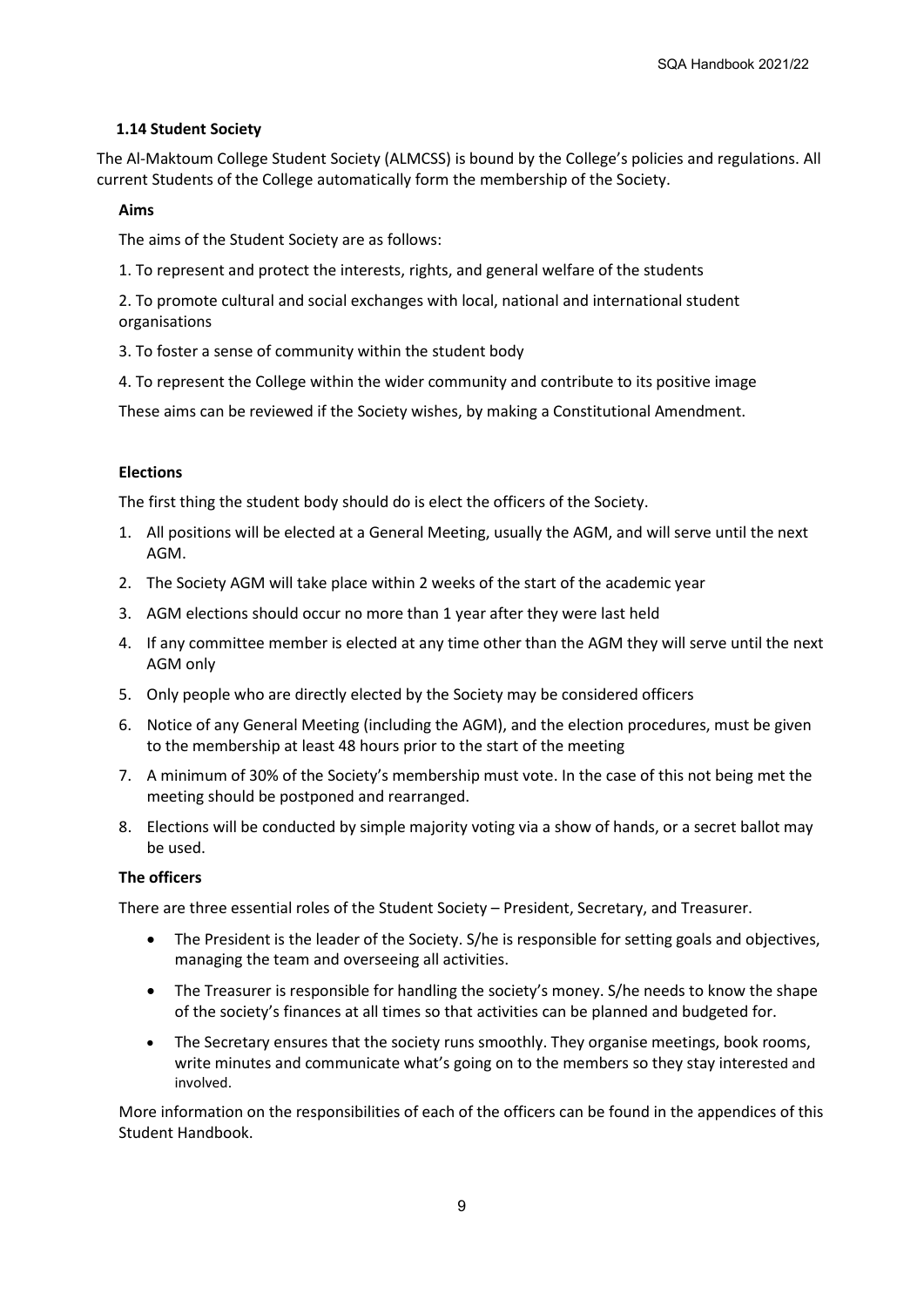### 1.14 Student Society

The Al-Maktoum College Student Society (ALMCSS) is bound by the College's policies and regulations. All current Students of the College automatically form the membership of the Society.

**Aims**

The aims of the Student Society are as follows:

1. To represent and protect the interests, rights, and general welfare of the students
2. To promote cultural and social exchanges with local, national and international student organisations
3. To foster a sense of community within the student body
4. To represent the College within the wider community and contribute to its positive image

These aims can be reviewed if the Society wishes, by making a Constitutional Amendment.

**Elections**

The first thing the student body should do is elect the officers of the Society.

1. All positions will be elected at a General Meeting, usually the AGM, and will serve until the next AGM.
2. The Society AGM will take place within 2 weeks of the start of the academic year
3. AGM elections should occur no more than 1 year after they were last held
4. If any committee member is elected at any time other than the AGM they will serve until the next AGM only
5. Only people who are directly elected by the Society may be considered officers
6. Notice of any General Meeting (including the AGM), and the election procedures, must be given to the membership at least 48 hours prior to the start of the meeting
7. A minimum of 30% of the Society's membership must vote. In the case of this not being met the meeting should be postponed and rearranged.
8. Elections will be conducted by simple majority voting via a show of hands, or a secret ballot may be used.

**The officers**

There are three essential roles of the Student Society – President, Secretary, and Treasurer.

- The President is the leader of the Society. S/he is responsible for setting goals and objectives, managing the team and overseeing all activities.
- The Treasurer is responsible for handling the society's money. S/he needs to know the shape of the society's finances at all times so that activities can be planned and budgeted for.
- The Secretary ensures that the society runs smoothly. They organise meetings, book rooms, write minutes and communicate what's going on to the members so they stay interested and involved.

More information on the responsibilities of each of the officers can be found in the appendices of this Student Handbook.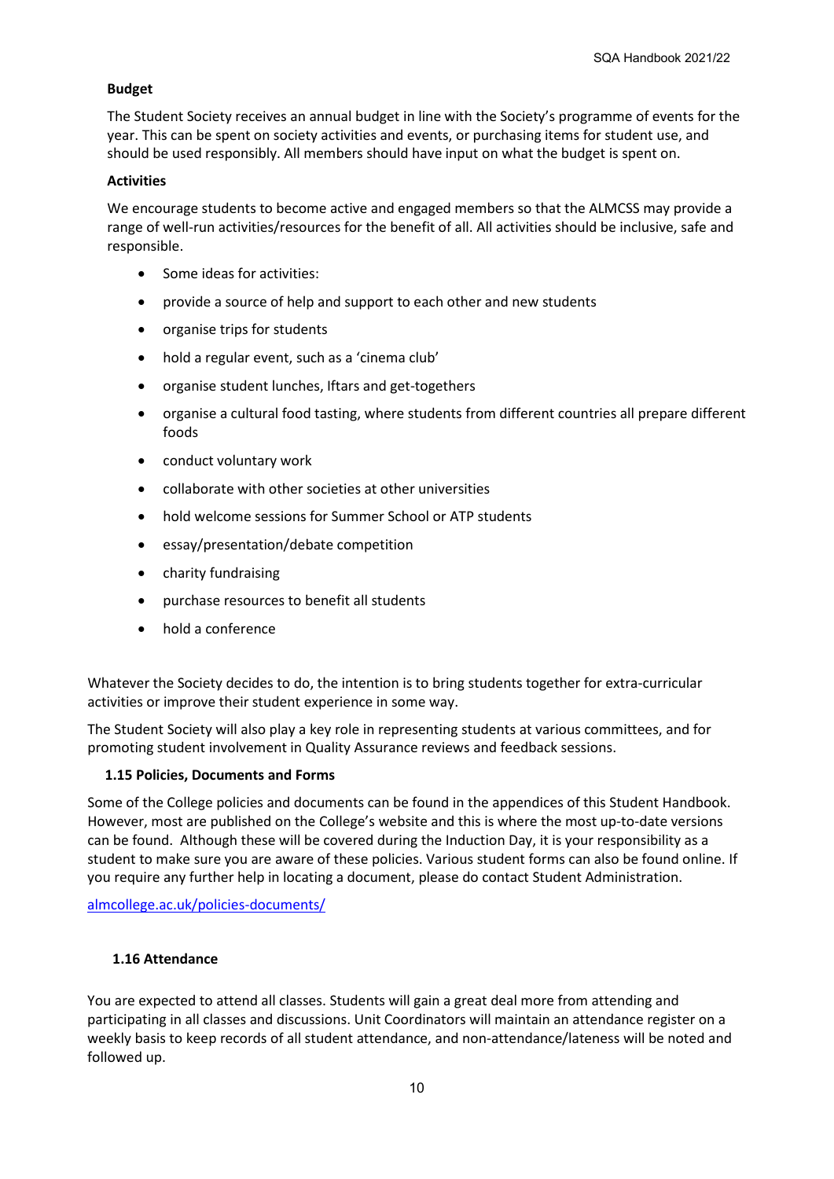**Budget**

The Student Society receives an annual budget in line with the Society's programme of events for the year. This can be spent on society activities and events, or purchasing items for student use, and should be used responsibly. All members should have input on what the budget is spent on.

**Activities**

We encourage students to become active and engaged members so that the ALMCSS may provide a range of well-run activities/resources for the benefit of all. All activities should be inclusive, safe and responsible.

- Some ideas for activities:
- provide a source of help and support to each other and new students
- organise trips for students
- hold a regular event, such as a 'cinema club'
- organise student lunches, Iftars and get-togethers
- organise a cultural food tasting, where students from different countries all prepare different foods
- conduct voluntary work
- collaborate with other societies at other universities
- hold welcome sessions for Summer School or ATP students
- essay/presentation/debate competition
- charity fundraising
- purchase resources to benefit all students
- hold a conference

Whatever the Society decides to do, the intention is to bring students together for extra-curricular activities or improve their student experience in some way.

The Student Society will also play a key role in representing students at various committees, and for promoting student involvement in Quality Assurance reviews and feedback sessions.

### 1.15 Policies, Documents and Forms

Some of the College policies and documents can be found in the appendices of this Student Handbook. However, most are published on the College's website and this is where the most up-to-date versions can be found. Although these will be covered during the Induction Day, it is your responsibility as a student to make sure you are aware of these policies. Various student forms can also be found online. If you require any further help in locating a document, please do contact Student Administration.

[almcollege.ac.uk/policies-documents/](almcollege.ac.uk/policies-documents/)

### 1.16 Attendance

You are expected to attend all classes. Students will gain a great deal more from attending and participating in all classes and discussions. Unit Coordinators will maintain an attendance register on a weekly basis to keep records of all student attendance, and non-attendance/lateness will be noted and followed up.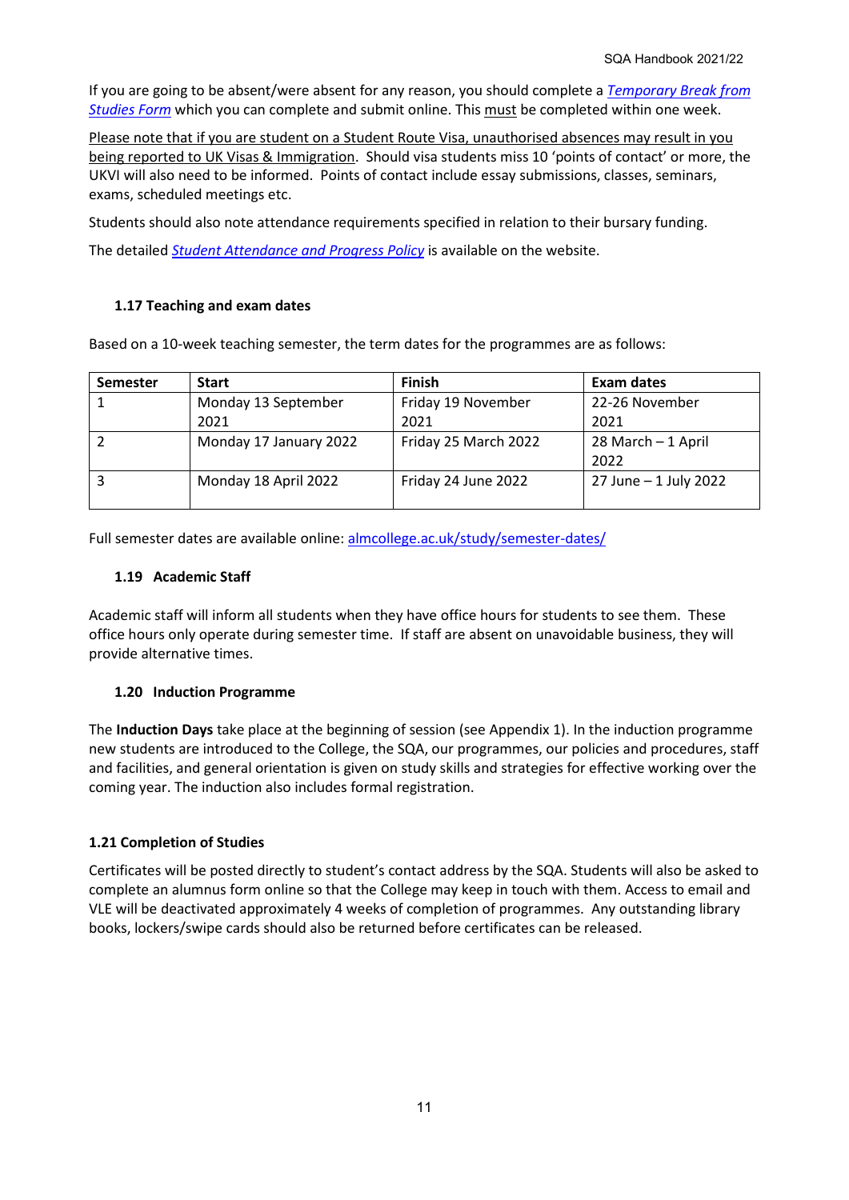If you are going to be absent/were absent for any reason, you should complete a *Temporary Break from Studies Form* which you can complete and submit online. This must be completed within one week.

Please note that if you are student on a Student Route Visa, unauthorised absences may result in you being reported to UK Visas & Immigration. Should visa students miss 10 'points of contact' or more, the UKVI will also need to be informed. Points of contact include essay submissions, classes, seminars, exams, scheduled meetings etc.

Students should also note attendance requirements specified in relation to their bursary funding.

The detailed *Student Attendance and Progress Policy* is available on the website.

### 1.17 Teaching and exam dates

Based on a 10-week teaching semester, the term dates for the programmes are as follows:

| Semester | Start | Finish | Exam dates |
|---|---|---|---|
| 1 | Monday 13 September 2021 | Friday 19 November 2021 | 22-26 November 2021 |
| 2 | Monday 17 January 2022 | Friday 25 March 2022 | 28 March – 1 April 2022 |
| 3 | Monday 18 April 2022 | Friday 24 June 2022 | 27 June – 1 July 2022 |

Full semester dates are available online: almcollege.ac.uk/study/semester-dates/

### 1.19 Academic Staff

Academic staff will inform all students when they have office hours for students to see them. These office hours only operate during semester time. If staff are absent on unavoidable business, they will provide alternative times.

### 1.20 Induction Programme

The **Induction Days** take place at the beginning of session (see Appendix 1). In the induction programme new students are introduced to the College, the SQA, our programmes, our policies and procedures, staff and facilities, and general orientation is given on study skills and strategies for effective working over the coming year. The induction also includes formal registration.

### 1.21 Completion of Studies

Certificates will be posted directly to student's contact address by the SQA. Students will also be asked to complete an alumnus form online so that the College may keep in touch with them. Access to email and VLE will be deactivated approximately 4 weeks of completion of programmes. Any outstanding library books, lockers/swipe cards should also be returned before certificates can be released.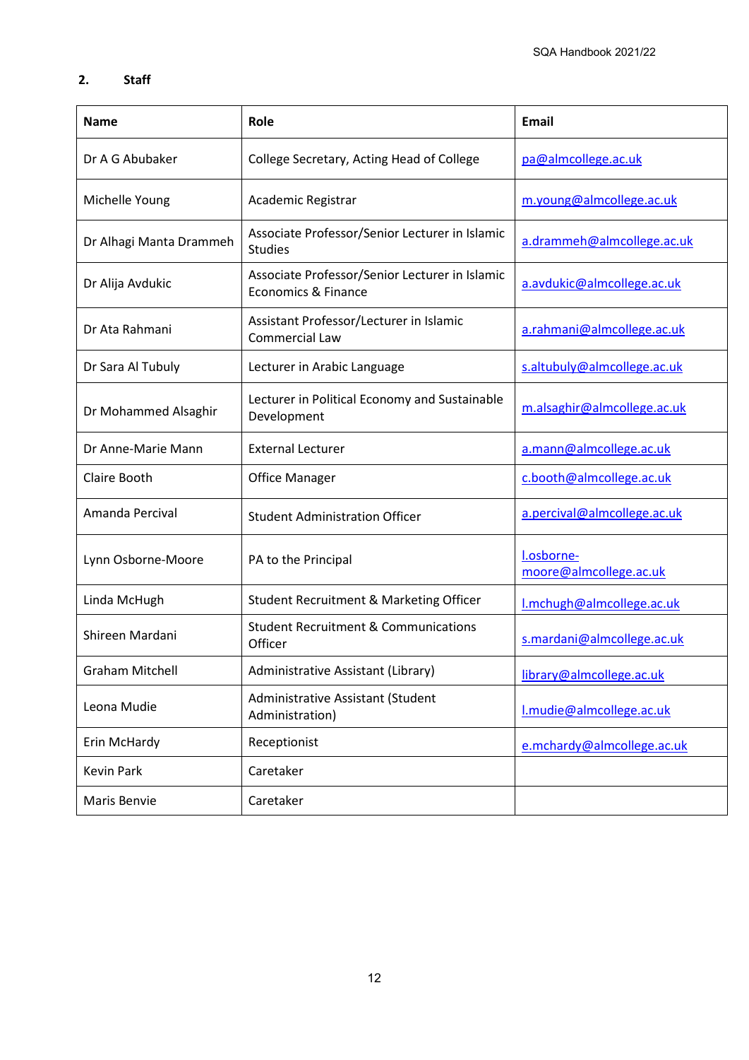## 2. Staff

| Name | Role | Email |
|---|---|---|
| Dr A G Abubaker | College Secretary, Acting Head of College | pa@almcollege.ac.uk |
| Michelle Young | Academic Registrar | m.young@almcollege.ac.uk |
| Dr Alhagi Manta Drammeh | Associate Professor/Senior Lecturer in Islamic Studies | a.drammeh@almcollege.ac.uk |
| Dr Alija Avdukic | Associate Professor/Senior Lecturer in Islamic Economics & Finance | a.avdukic@almcollege.ac.uk |
| Dr Ata Rahmani | Assistant Professor/Lecturer in Islamic Commercial Law | a.rahmani@almcollege.ac.uk |
| Dr Sara Al Tubuly | Lecturer in Arabic Language | s.altubuly@almcollege.ac.uk |
| Dr Mohammed Alsaghir | Lecturer in Political Economy and Sustainable Development | m.alsaghir@almcollege.ac.uk |
| Dr Anne-Marie Mann | External Lecturer | a.mann@almcollege.ac.uk |
| Claire Booth | Office Manager | c.booth@almcollege.ac.uk |
| Amanda Percival | Student Administration Officer | a.percival@almcollege.ac.uk |
| Lynn Osborne-Moore | PA to the Principal | l.osborne-moore@almcollege.ac.uk |
| Linda McHugh | Student Recruitment & Marketing Officer | l.mchugh@almcollege.ac.uk |
| Shireen Mardani | Student Recruitment & Communications Officer | s.mardani@almcollege.ac.uk |
| Graham Mitchell | Administrative Assistant (Library) | library@almcollege.ac.uk |
| Leona Mudie | Administrative Assistant (Student Administration) | l.mudie@almcollege.ac.uk |
| Erin McHardy | Receptionist | e.mchardy@almcollege.ac.uk |
| Kevin Park | Caretaker | |
| Maris Benvie | Caretaker | |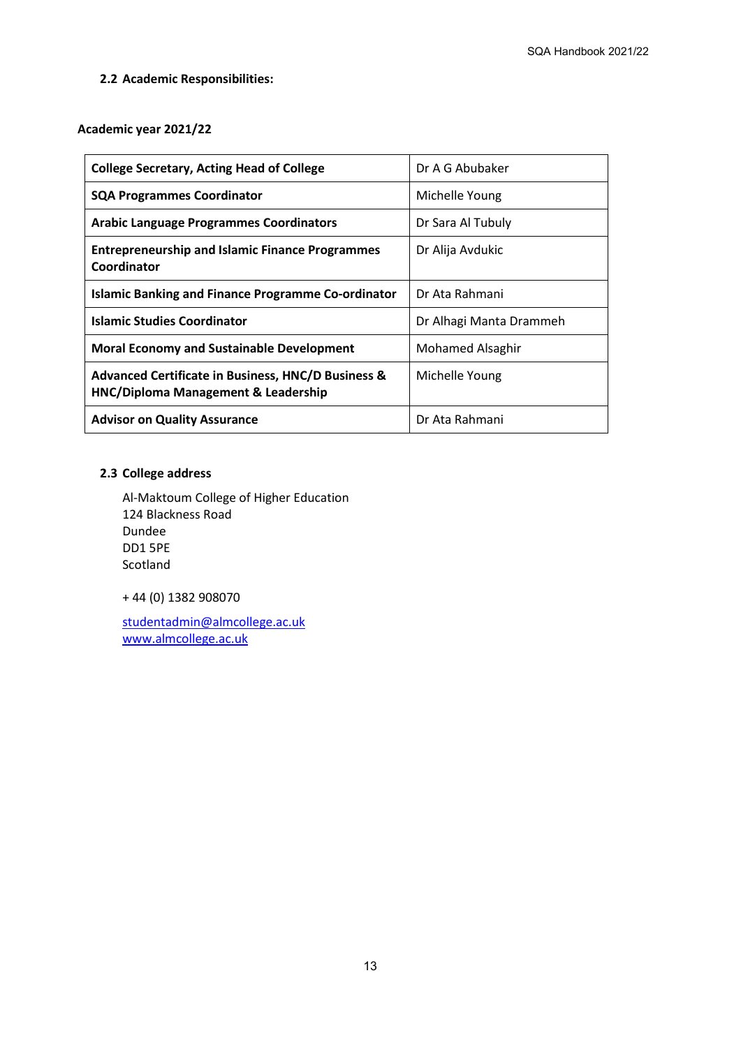### 2.2 Academic Responsibilities:

**Academic year 2021/22**

| | |
|---|---|
| **College Secretary, Acting Head of College** | Dr A G Abubaker |
| **SQA Programmes Coordinator** | Michelle Young |
| **Arabic Language Programmes Coordinators** | Dr Sara Al Tubuly |
| **Entrepreneurship and Islamic Finance Programmes Coordinator** | Dr Alija Avdukic |
| **Islamic Banking and Finance Programme Co-ordinator** | Dr Ata Rahmani |
| **Islamic Studies Coordinator** | Dr Alhagi Manta Drammeh |
| **Moral Economy and Sustainable Development** | Mohamed Alsaghir |
| **Advanced Certificate in Business, HNC/D Business & HNC/Diploma Management & Leadership** | Michelle Young |
| **Advisor on Quality Assurance** | Dr Ata Rahmani |

### 2.3 College address

Al-Maktoum College of Higher Education
124 Blackness Road
Dundee
DD1 5PE
Scotland

+ 44 (0) 1382 908070

studentadmin@almcollege.ac.uk
www.almcollege.ac.uk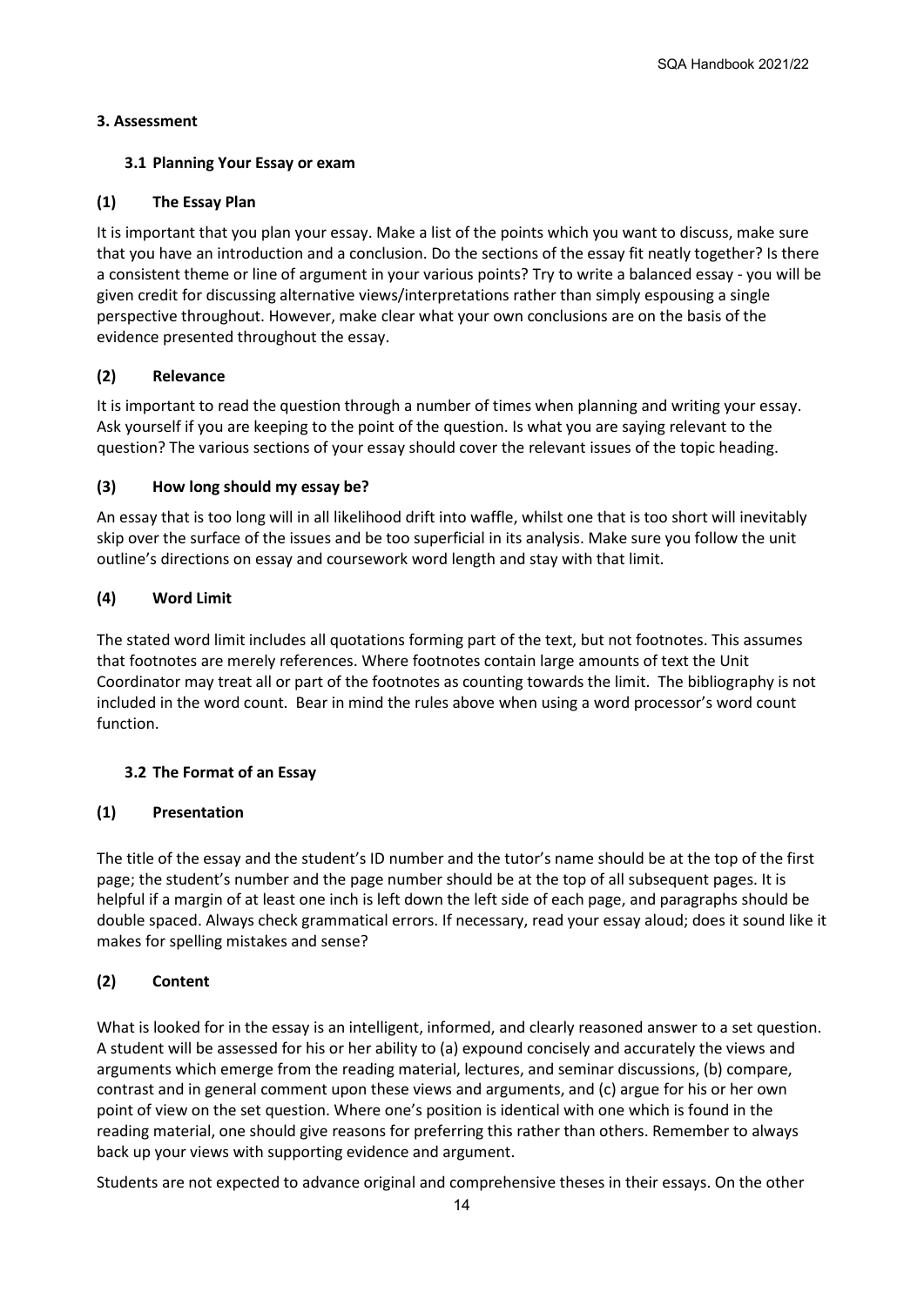## 3. Assessment

### 3.1 Planning Your Essay or exam

#### (1) The Essay Plan

It is important that you plan your essay. Make a list of the points which you want to discuss, make sure that you have an introduction and a conclusion. Do the sections of the essay fit neatly together? Is there a consistent theme or line of argument in your various points? Try to write a balanced essay - you will be given credit for discussing alternative views/interpretations rather than simply espousing a single perspective throughout. However, make clear what your own conclusions are on the basis of the evidence presented throughout the essay.

#### (2) Relevance

It is important to read the question through a number of times when planning and writing your essay. Ask yourself if you are keeping to the point of the question. Is what you are saying relevant to the question? The various sections of your essay should cover the relevant issues of the topic heading.

#### (3) How long should my essay be?

An essay that is too long will in all likelihood drift into waffle, whilst one that is too short will inevitably skip over the surface of the issues and be too superficial in its analysis. Make sure you follow the unit outline's directions on essay and coursework word length and stay with that limit.

#### (4) Word Limit

The stated word limit includes all quotations forming part of the text, but not footnotes. This assumes that footnotes are merely references. Where footnotes contain large amounts of text the Unit Coordinator may treat all or part of the footnotes as counting towards the limit. The bibliography is not included in the word count. Bear in mind the rules above when using a word processor's word count function.

### 3.2 The Format of an Essay

#### (1) Presentation

The title of the essay and the student's ID number and the tutor's name should be at the top of the first page; the student's number and the page number should be at the top of all subsequent pages. It is helpful if a margin of at least one inch is left down the left side of each page, and paragraphs should be double spaced. Always check grammatical errors. If necessary, read your essay aloud; does it sound like it makes for spelling mistakes and sense?

#### (2) Content

What is looked for in the essay is an intelligent, informed, and clearly reasoned answer to a set question. A student will be assessed for his or her ability to (a) expound concisely and accurately the views and arguments which emerge from the reading material, lectures, and seminar discussions, (b) compare, contrast and in general comment upon these views and arguments, and (c) argue for his or her own point of view on the set question. Where one's position is identical with one which is found in the reading material, one should give reasons for preferring this rather than others. Remember to always back up your views with supporting evidence and argument.

Students are not expected to advance original and comprehensive theses in their essays. On the other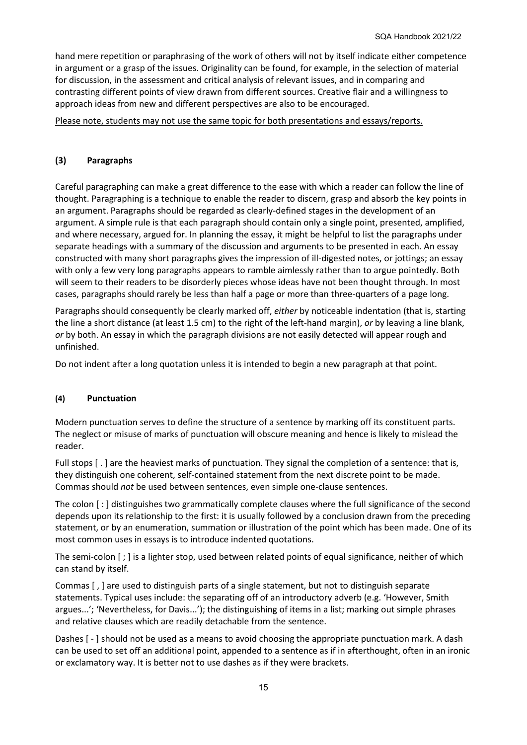hand mere repetition or paraphrasing of the work of others will not by itself indicate either competence in argument or a grasp of the issues. Originality can be found, for example, in the selection of material for discussion, in the assessment and critical analysis of relevant issues, and in comparing and contrasting different points of view drawn from different sources. Creative flair and a willingness to approach ideas from new and different perspectives are also to be encouraged.

<u>Please note, students may not use the same topic for both presentations and essays/reports.</u>

### (3) Paragraphs

Careful paragraphing can make a great difference to the ease with which a reader can follow the line of thought. Paragraphing is a technique to enable the reader to discern, grasp and absorb the key points in an argument. Paragraphs should be regarded as clearly-defined stages in the development of an argument. A simple rule is that each paragraph should contain only a single point, presented, amplified, and where necessary, argued for. In planning the essay, it might be helpful to list the paragraphs under separate headings with a summary of the discussion and arguments to be presented in each. An essay constructed with many short paragraphs gives the impression of ill-digested notes, or jottings; an essay with only a few very long paragraphs appears to ramble aimlessly rather than to argue pointedly. Both will seem to their readers to be disorderly pieces whose ideas have not been thought through. In most cases, paragraphs should rarely be less than half a page or more than three-quarters of a page long.

Paragraphs should consequently be clearly marked off, *either* by noticeable indentation (that is, starting the line a short distance (at least 1.5 cm) to the right of the left-hand margin), *or* by leaving a line blank, *or* by both. An essay in which the paragraph divisions are not easily detected will appear rough and unfinished.

Do not indent after a long quotation unless it is intended to begin a new paragraph at that point.

### (4) Punctuation

Modern punctuation serves to define the structure of a sentence by marking off its constituent parts. The neglect or misuse of marks of punctuation will obscure meaning and hence is likely to mislead the reader.

Full stops [ . ] are the heaviest marks of punctuation. They signal the completion of a sentence: that is, they distinguish one coherent, self-contained statement from the next discrete point to be made. Commas should *not* be used between sentences, even simple one-clause sentences.

The colon [ : ] distinguishes two grammatically complete clauses where the full significance of the second depends upon its relationship to the first: it is usually followed by a conclusion drawn from the preceding statement, or by an enumeration, summation or illustration of the point which has been made. One of its most common uses in essays is to introduce indented quotations.

The semi-colon [ ; ] is a lighter stop, used between related points of equal significance, neither of which can stand by itself.

Commas [ , ] are used to distinguish parts of a single statement, but not to distinguish separate statements. Typical uses include: the separating off of an introductory adverb (e.g. 'However, Smith argues...'; 'Nevertheless, for Davis...'); the distinguishing of items in a list; marking out simple phrases and relative clauses which are readily detachable from the sentence.

Dashes [ - ] should not be used as a means to avoid choosing the appropriate punctuation mark. A dash can be used to set off an additional point, appended to a sentence as if in afterthought, often in an ironic or exclamatory way. It is better not to use dashes as if they were brackets.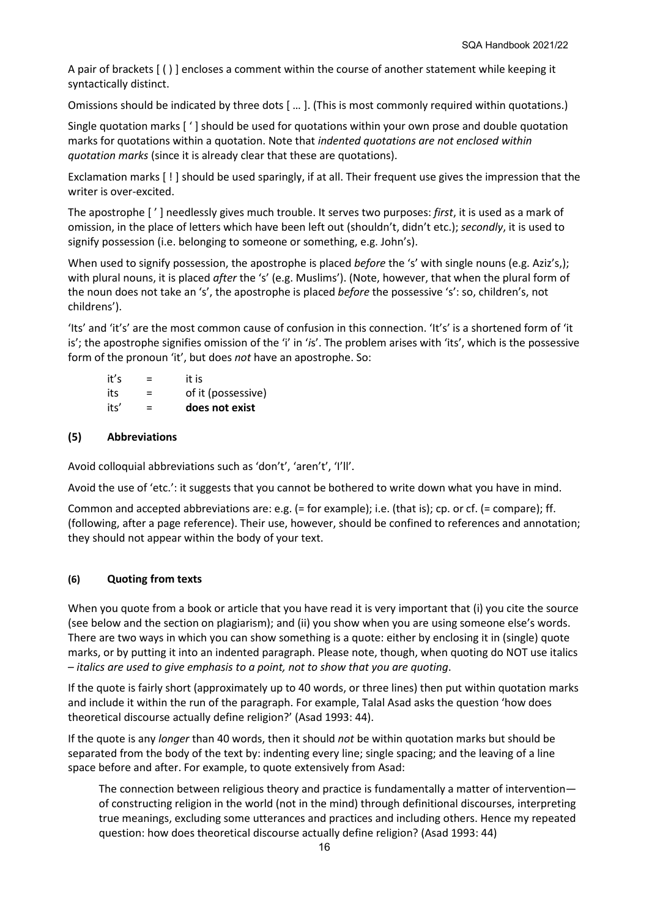A pair of brackets [ ( ) ] encloses a comment within the course of another statement while keeping it syntactically distinct.

Omissions should be indicated by three dots [ … ]. (This is most commonly required within quotations.)

Single quotation marks [ ' ] should be used for quotations within your own prose and double quotation marks for quotations within a quotation. Note that *indented quotations are not enclosed within quotation marks* (since it is already clear that these are quotations).

Exclamation marks [ ! ] should be used sparingly, if at all. Their frequent use gives the impression that the writer is over-excited.

The apostrophe [ ' ] needlessly gives much trouble. It serves two purposes: *first*, it is used as a mark of omission, in the place of letters which have been left out (shouldn't, didn't etc.); *secondly*, it is used to signify possession (i.e. belonging to someone or something, e.g. John's).

When used to signify possession, the apostrophe is placed *before* the 's' with single nouns (e.g. Aziz's,); with plural nouns, it is placed *after* the 's' (e.g. Muslims'). (Note, however, that when the plural form of the noun does not take an 's', the apostrophe is placed *before* the possessive 's': so, children's, not childrens').

'Its' and 'it's' are the most common cause of confusion in this connection. 'It's' is a shortened form of 'it is'; the apostrophe signifies omission of the 'i' in '*i*s'. The problem arises with 'its', which is the possessive form of the pronoun 'it', but does *not* have an apostrophe. So:

| | | |
|---|---|---|
| it's | = | it is |
| its | = | of it (possessive) |
| its' | = | **does not exist** |

### (5) Abbreviations

Avoid colloquial abbreviations such as 'don't', 'aren't', 'I'll'.

Avoid the use of 'etc.': it suggests that you cannot be bothered to write down what you have in mind.

Common and accepted abbreviations are: e.g. (= for example); i.e. (that is); cp. or cf. (= compare); ff. (following, after a page reference). Their use, however, should be confined to references and annotation; they should not appear within the body of your text.

### (6) Quoting from texts

When you quote from a book or article that you have read it is very important that (i) you cite the source (see below and the section on plagiarism); and (ii) you show when you are using someone else's words. There are two ways in which you can show something is a quote: either by enclosing it in (single) quote marks, or by putting it into an indented paragraph. Please note, though, when quoting do NOT use italics – *italics are used to give emphasis to a point, not to show that you are quoting*.

If the quote is fairly short (approximately up to 40 words, or three lines) then put within quotation marks and include it within the run of the paragraph. For example, Talal Asad asks the question 'how does theoretical discourse actually define religion?' (Asad 1993: 44).

If the quote is any *longer* than 40 words, then it should *not* be within quotation marks but should be separated from the body of the text by: indenting every line; single spacing; and the leaving of a line space before and after. For example, to quote extensively from Asad:

> The connection between religious theory and practice is fundamentally a matter of intervention—of constructing religion in the world (not in the mind) through definitional discourses, interpreting true meanings, excluding some utterances and practices and including others. Hence my repeated question: how does theoretical discourse actually define religion? (Asad 1993: 44)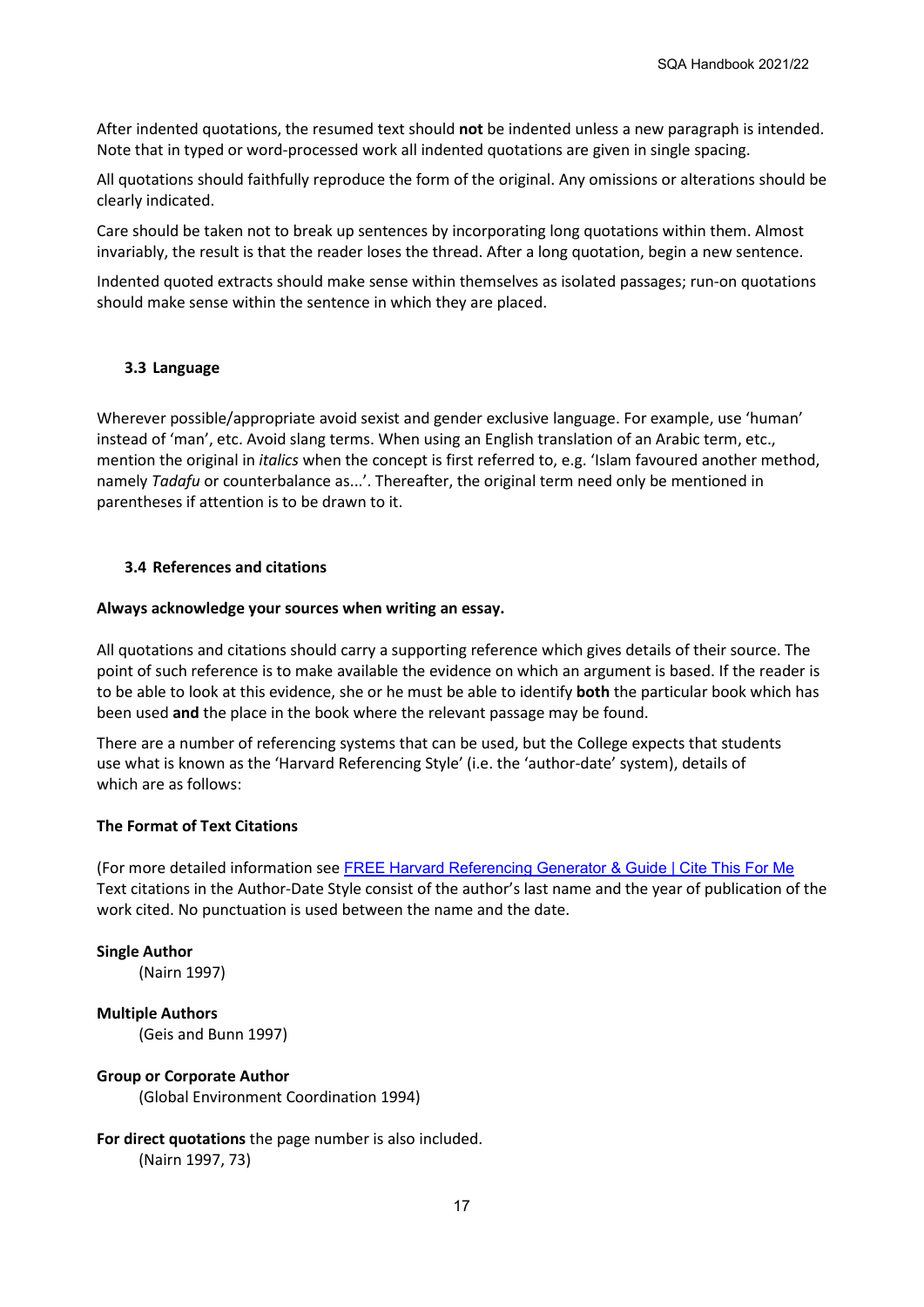After indented quotations, the resumed text should **not** be indented unless a new paragraph is intended. Note that in typed or word-processed work all indented quotations are given in single spacing.

All quotations should faithfully reproduce the form of the original. Any omissions or alterations should be clearly indicated.

Care should be taken not to break up sentences by incorporating long quotations within them. Almost invariably, the result is that the reader loses the thread. After a long quotation, begin a new sentence.

Indented quoted extracts should make sense within themselves as isolated passages; run-on quotations should make sense within the sentence in which they are placed.

### 3.3 Language

Wherever possible/appropriate avoid sexist and gender exclusive language. For example, use 'human' instead of 'man', etc. Avoid slang terms. When using an English translation of an Arabic term, etc., mention the original in *italics* when the concept is first referred to, e.g. 'Islam favoured another method, namely *Tadafu* or counterbalance as...'. Thereafter, the original term need only be mentioned in parentheses if attention is to be drawn to it.

### 3.4 References and citations

**Always acknowledge your sources when writing an essay.**

All quotations and citations should carry a supporting reference which gives details of their source. The point of such reference is to make available the evidence on which an argument is based. If the reader is to be able to look at this evidence, she or he must be able to identify **both** the particular book which has been used **and** the place in the book where the relevant passage may be found.

There are a number of referencing systems that can be used, but the College expects that students use what is known as the 'Harvard Referencing Style' (i.e. the 'author-date' system), details of which are as follows:

**The Format of Text Citations**

(For more detailed information see FREE Harvard Referencing Generator & Guide | Cite This For Me
Text citations in the Author-Date Style consist of the author's last name and the year of publication of the work cited. No punctuation is used between the name and the date.

**Single Author**
(Nairn 1997)

**Multiple Authors**
(Geis and Bunn 1997)

**Group or Corporate Author**
(Global Environment Coordination 1994)

**For direct quotations** the page number is also included.
(Nairn 1997, 73)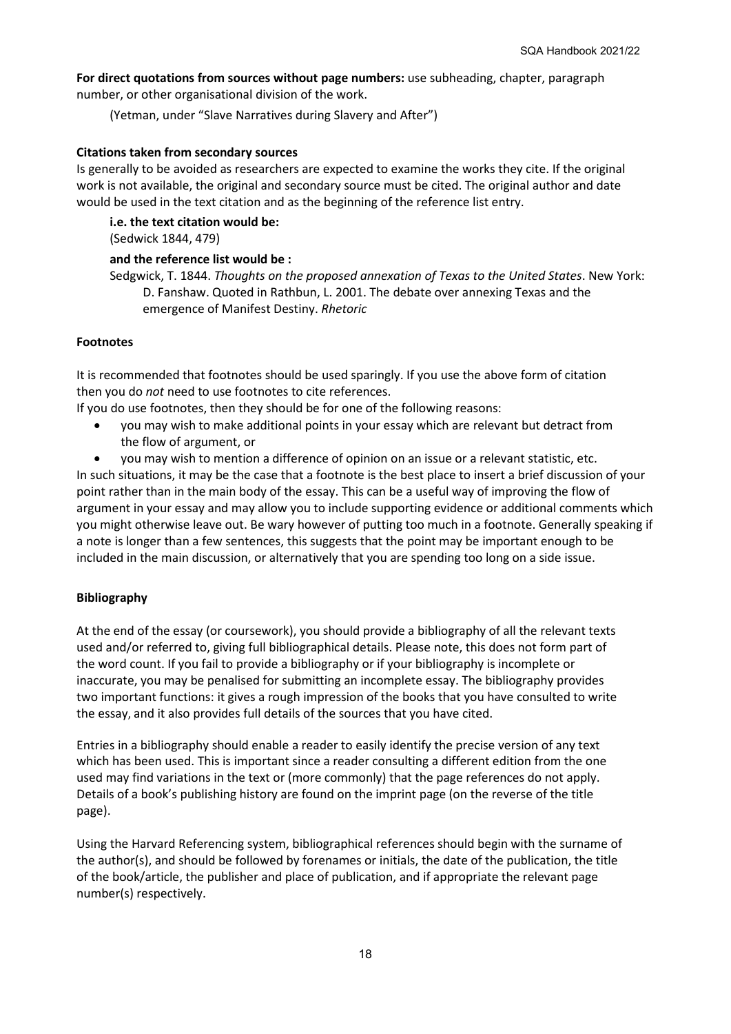**For direct quotations from sources without page numbers:** use subheading, chapter, paragraph number, or other organisational division of the work.

(Yetman, under "Slave Narratives during Slavery and After")

**Citations taken from secondary sources**

Is generally to be avoided as researchers are expected to examine the works they cite. If the original work is not available, the original and secondary source must be cited. The original author and date would be used in the text citation and as the beginning of the reference list entry.

**i.e. the text citation would be:**

(Sedwick 1844, 479)

**and the reference list would be :**

Sedgwick, T. 1844. *Thoughts on the proposed annexation of Texas to the United States*. New York: D. Fanshaw. Quoted in Rathbun, L. 2001. The debate over annexing Texas and the emergence of Manifest Destiny. *Rhetoric*

**Footnotes**

It is recommended that footnotes should be used sparingly. If you use the above form of citation then you do *not* need to use footnotes to cite references.

If you do use footnotes, then they should be for one of the following reasons:

- you may wish to make additional points in your essay which are relevant but detract from the flow of argument, or
- you may wish to mention a difference of opinion on an issue or a relevant statistic, etc.

In such situations, it may be the case that a footnote is the best place to insert a brief discussion of your point rather than in the main body of the essay. This can be a useful way of improving the flow of argument in your essay and may allow you to include supporting evidence or additional comments which you might otherwise leave out. Be wary however of putting too much in a footnote. Generally speaking if a note is longer than a few sentences, this suggests that the point may be important enough to be included in the main discussion, or alternatively that you are spending too long on a side issue.

**Bibliography**

At the end of the essay (or coursework), you should provide a bibliography of all the relevant texts used and/or referred to, giving full bibliographical details. Please note, this does not form part of the word count. If you fail to provide a bibliography or if your bibliography is incomplete or inaccurate, you may be penalised for submitting an incomplete essay. The bibliography provides two important functions: it gives a rough impression of the books that you have consulted to write the essay, and it also provides full details of the sources that you have cited.

Entries in a bibliography should enable a reader to easily identify the precise version of any text which has been used. This is important since a reader consulting a different edition from the one used may find variations in the text or (more commonly) that the page references do not apply. Details of a book's publishing history are found on the imprint page (on the reverse of the title page).

Using the Harvard Referencing system, bibliographical references should begin with the surname of the author(s), and should be followed by forenames or initials, the date of the publication, the title of the book/article, the publisher and place of publication, and if appropriate the relevant page number(s) respectively.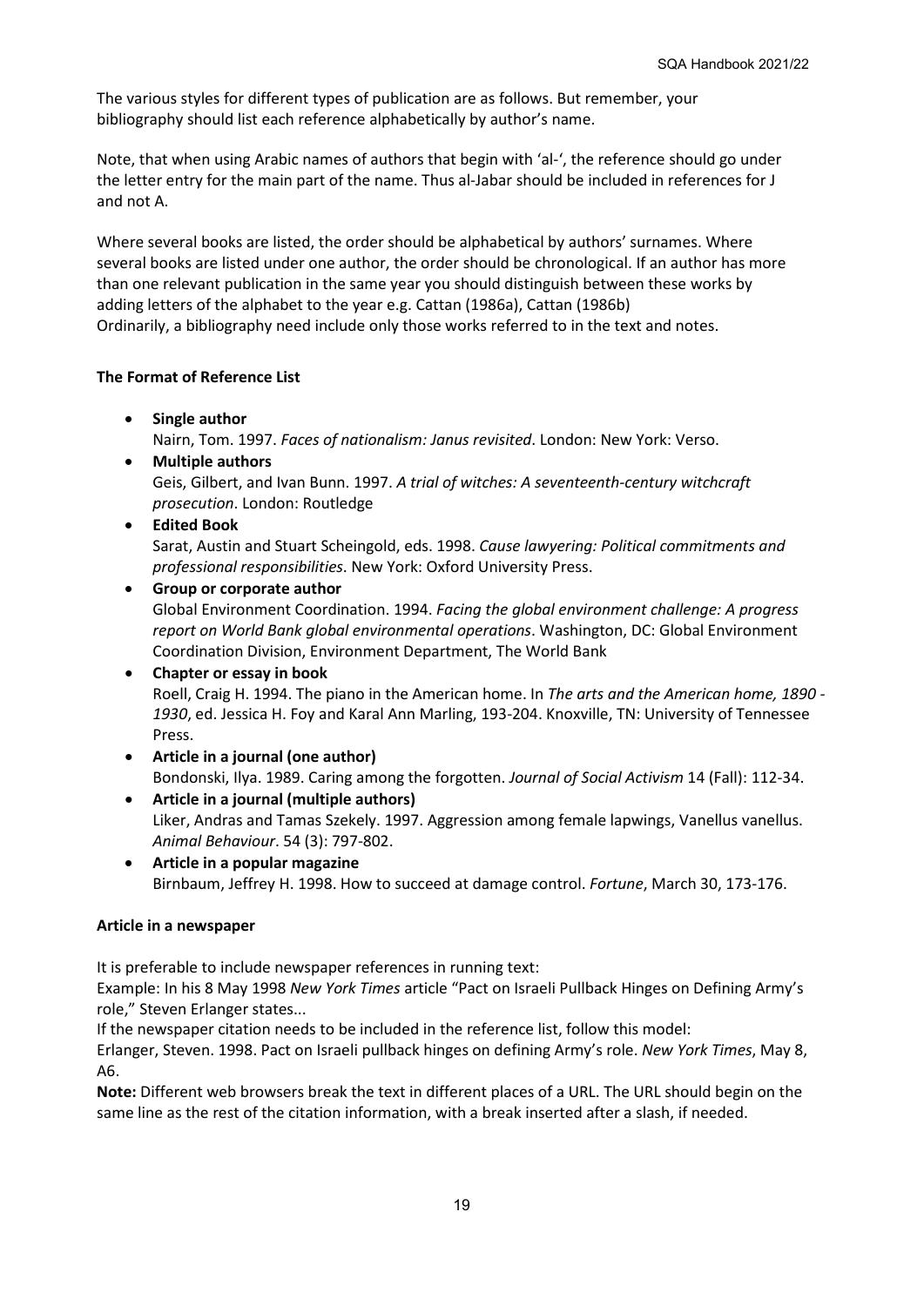The various styles for different types of publication are as follows. But remember, your bibliography should list each reference alphabetically by author's name.

Note, that when using Arabic names of authors that begin with 'al-', the reference should go under the letter entry for the main part of the name. Thus al-Jabar should be included in references for J and not A.

Where several books are listed, the order should be alphabetical by authors' surnames. Where several books are listed under one author, the order should be chronological. If an author has more than one relevant publication in the same year you should distinguish between these works by adding letters of the alphabet to the year e.g. Cattan (1986a), Cattan (1986b)
Ordinarily, a bibliography need include only those works referred to in the text and notes.

**The Format of Reference List**

- **Single author**
  Nairn, Tom. 1997. *Faces of nationalism: Janus revisited*. London: New York: Verso.
- **Multiple authors**
  Geis, Gilbert, and Ivan Bunn. 1997. *A trial of witches: A seventeenth-century witchcraft prosecution*. London: Routledge
- **Edited Book**
  Sarat, Austin and Stuart Scheingold, eds. 1998. *Cause lawyering: Political commitments and professional responsibilities*. New York: Oxford University Press.
- **Group or corporate author**
  Global Environment Coordination. 1994. *Facing the global environment challenge: A progress report on World Bank global environmental operations*. Washington, DC: Global Environment Coordination Division, Environment Department, The World Bank
- **Chapter or essay in book**
  Roell, Craig H. 1994. The piano in the American home. In *The arts and the American home, 1890 - 1930*, ed. Jessica H. Foy and Karal Ann Marling, 193-204. Knoxville, TN: University of Tennessee Press.
- **Article in a journal (one author)**
  Bondonski, Ilya. 1989. Caring among the forgotten. *Journal of Social Activism* 14 (Fall): 112-34.
- **Article in a journal (multiple authors)**
  Liker, Andras and Tamas Szekely. 1997. Aggression among female lapwings, Vanellus vanellus. *Animal Behaviour*. 54 (3): 797-802.
- **Article in a popular magazine**
  Birnbaum, Jeffrey H. 1998. How to succeed at damage control. *Fortune*, March 30, 173-176.

**Article in a newspaper**

It is preferable to include newspaper references in running text:
Example: In his 8 May 1998 *New York Times* article "Pact on Israeli Pullback Hinges on Defining Army's role," Steven Erlanger states...
If the newspaper citation needs to be included in the reference list, follow this model:
Erlanger, Steven. 1998. Pact on Israeli pullback hinges on defining Army's role. *New York Times*, May 8, A6.
**Note:** Different web browsers break the text in different places of a URL. The URL should begin on the same line as the rest of the citation information, with a break inserted after a slash, if needed.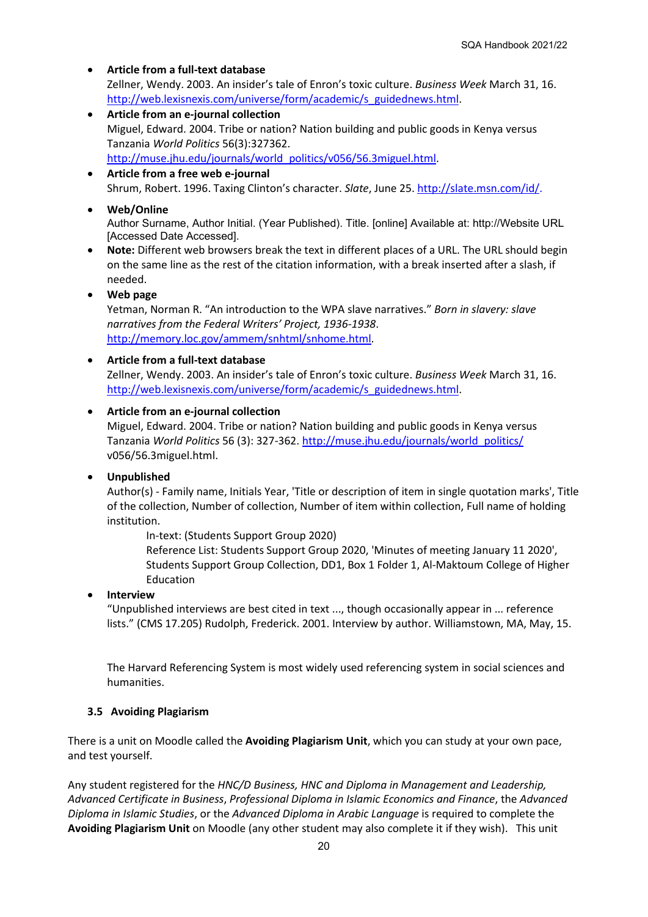- **Article from a full-text database**
  Zellner, Wendy. 2003. An insider's tale of Enron's toxic culture. *Business Week* March 31, 16. http://web.lexisnexis.com/universe/form/academic/s_guidednews.html.
- **Article from an e-journal collection**
  Miguel, Edward. 2004. Tribe or nation? Nation building and public goods in Kenya versus Tanzania *World Politics* 56(3):327362. http://muse.jhu.edu/journals/world_politics/v056/56.3miguel.html.
- **Article from a free web e-journal**
  Shrum, Robert. 1996. Taxing Clinton's character. *Slate*, June 25. http://slate.msn.com/id/.
- **Web/Online**
  Author Surname, Author Initial. (Year Published). Title. [online] Available at: http://Website URL [Accessed Date Accessed].
- **Note:** Different web browsers break the text in different places of a URL. The URL should begin on the same line as the rest of the citation information, with a break inserted after a slash, if needed.
- **Web page**
  Yetman, Norman R. "An introduction to the WPA slave narratives." *Born in slavery: slave narratives from the Federal Writers' Project, 1936-1938*. http://memory.loc.gov/ammem/snhtml/snhome.html.
- **Article from a full-text database**
  Zellner, Wendy. 2003. An insider's tale of Enron's toxic culture. *Business Week* March 31, 16. http://web.lexisnexis.com/universe/form/academic/s_guidednews.html.
- **Article from an e-journal collection**
  Miguel, Edward. 2004. Tribe or nation? Nation building and public goods in Kenya versus Tanzania *World Politics* 56 (3): 327-362. http://muse.jhu.edu/journals/world_politics/ v056/56.3miguel.html.
- **Unpublished**
  Author(s) - Family name, Initials Year, 'Title or description of item in single quotation marks', Title of the collection, Number of collection, Number of item within collection, Full name of holding institution.

  In-text: (Students Support Group 2020)

  Reference List: Students Support Group 2020, 'Minutes of meeting January 11 2020', Students Support Group Collection, DD1, Box 1 Folder 1, Al-Maktoum College of Higher Education
- **Interview**
  "Unpublished interviews are best cited in text ..., though occasionally appear in ... reference lists." (CMS 17.205) Rudolph, Frederick. 2001. Interview by author. Williamstown, MA, May, 15.

The Harvard Referencing System is most widely used referencing system in social sciences and humanities.

### 3.5 Avoiding Plagiarism

There is a unit on Moodle called the **Avoiding Plagiarism Unit**, which you can study at your own pace, and test yourself.

Any student registered for the *HNC/D Business, HNC and Diploma in Management and Leadership, Advanced Certificate in Business*, *Professional Diploma in Islamic Economics and Finance*, the *Advanced Diploma in Islamic Studies*, or the *Advanced Diploma in Arabic Language* is required to complete the **Avoiding Plagiarism Unit** on Moodle (any other student may also complete it if they wish). This unit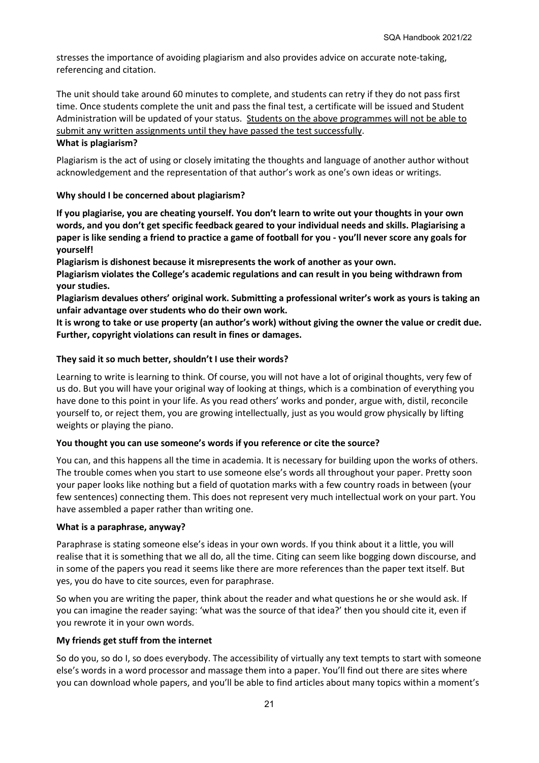stresses the importance of avoiding plagiarism and also provides advice on accurate note-taking, referencing and citation.

The unit should take around 60 minutes to complete, and students can retry if they do not pass first time. Once students complete the unit and pass the final test, a certificate will be issued and Student Administration will be updated of your status. <u>Students on the above programmes will not be able to submit any written assignments until they have passed the test successfully</u>.

**What is plagiarism?**

Plagiarism is the act of using or closely imitating the thoughts and language of another author without acknowledgement and the representation of that author's work as one's own ideas or writings.

**Why should I be concerned about plagiarism?**

**If you plagiarise, you are cheating yourself. You don't learn to write out your thoughts in your own words, and you don't get specific feedback geared to your individual needs and skills. Plagiarising a paper is like sending a friend to practice a game of football for you - you'll never score any goals for yourself!**

**Plagiarism is dishonest because it misrepresents the work of another as your own.**

**Plagiarism violates the College's academic regulations and can result in you being withdrawn from your studies.**

**Plagiarism devalues others' original work. Submitting a professional writer's work as yours is taking an unfair advantage over students who do their own work.**

**It is wrong to take or use property (an author's work) without giving the owner the value or credit due. Further, copyright violations can result in fines or damages.**

**They said it so much better, shouldn't I use their words?**

Learning to write is learning to think. Of course, you will not have a lot of original thoughts, very few of us do. But you will have your original way of looking at things, which is a combination of everything you have done to this point in your life. As you read others' works and ponder, argue with, distil, reconcile yourself to, or reject them, you are growing intellectually, just as you would grow physically by lifting weights or playing the piano.

**You thought you can use someone's words if you reference or cite the source?**

You can, and this happens all the time in academia. It is necessary for building upon the works of others. The trouble comes when you start to use someone else's words all throughout your paper. Pretty soon your paper looks like nothing but a field of quotation marks with a few country roads in between (your few sentences) connecting them. This does not represent very much intellectual work on your part. You have assembled a paper rather than writing one.

**What is a paraphrase, anyway?**

Paraphrase is stating someone else's ideas in your own words. If you think about it a little, you will realise that it is something that we all do, all the time. Citing can seem like bogging down discourse, and in some of the papers you read it seems like there are more references than the paper text itself. But yes, you do have to cite sources, even for paraphrase.

So when you are writing the paper, think about the reader and what questions he or she would ask. If you can imagine the reader saying: 'what was the source of that idea?' then you should cite it, even if you rewrote it in your own words.

**My friends get stuff from the internet**

So do you, so do I, so does everybody. The accessibility of virtually any text tempts to start with someone else's words in a word processor and massage them into a paper. You'll find out there are sites where you can download whole papers, and you'll be able to find articles about many topics within a moment's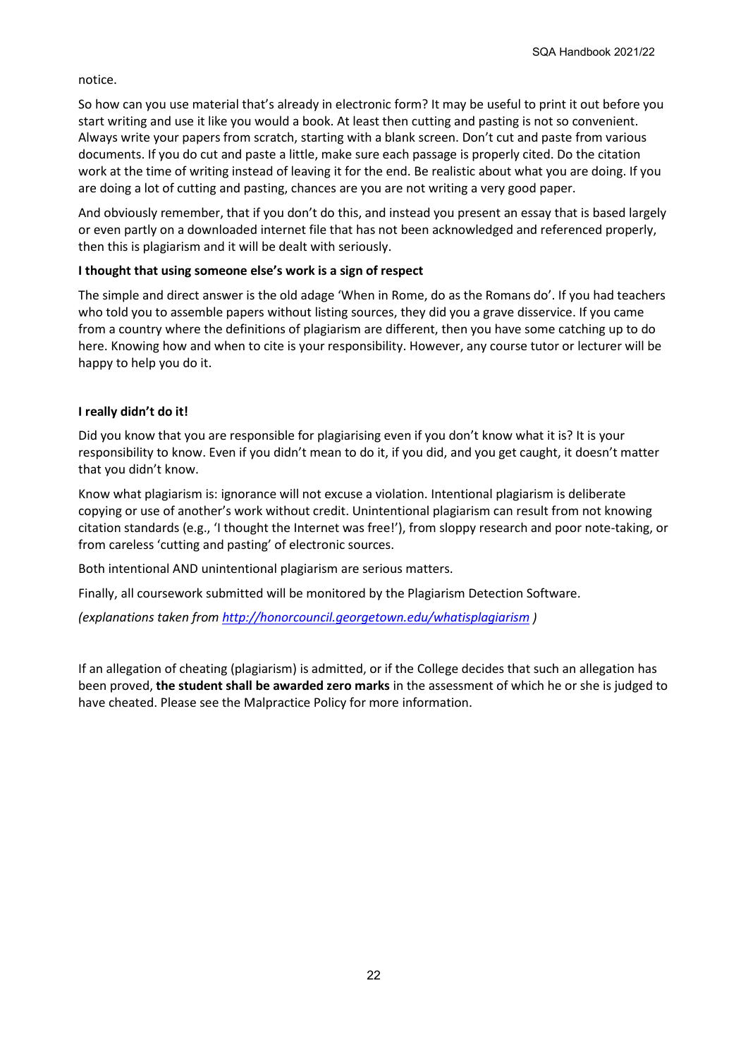notice.

So how can you use material that's already in electronic form? It may be useful to print it out before you start writing and use it like you would a book. At least then cutting and pasting is not so convenient. Always write your papers from scratch, starting with a blank screen. Don't cut and paste from various documents. If you do cut and paste a little, make sure each passage is properly cited. Do the citation work at the time of writing instead of leaving it for the end. Be realistic about what you are doing. If you are doing a lot of cutting and pasting, chances are you are not writing a very good paper.

And obviously remember, that if you don't do this, and instead you present an essay that is based largely or even partly on a downloaded internet file that has not been acknowledged and referenced properly, then this is plagiarism and it will be dealt with seriously.

**I thought that using someone else's work is a sign of respect**

The simple and direct answer is the old adage 'When in Rome, do as the Romans do'. If you had teachers who told you to assemble papers without listing sources, they did you a grave disservice. If you came from a country where the definitions of plagiarism are different, then you have some catching up to do here. Knowing how and when to cite is your responsibility. However, any course tutor or lecturer will be happy to help you do it.

**I really didn't do it!**

Did you know that you are responsible for plagiarising even if you don't know what it is? It is your responsibility to know. Even if you didn't mean to do it, if you did, and you get caught, it doesn't matter that you didn't know.

Know what plagiarism is: ignorance will not excuse a violation. Intentional plagiarism is deliberate copying or use of another's work without credit. Unintentional plagiarism can result from not knowing citation standards (e.g., 'I thought the Internet was free!'), from sloppy research and poor note-taking, or from careless 'cutting and pasting' of electronic sources.

Both intentional AND unintentional plagiarism are serious matters.

Finally, all coursework submitted will be monitored by the Plagiarism Detection Software.

*(explanations taken from http://honorcouncil.georgetown.edu/whatisplagiarism )*

If an allegation of cheating (plagiarism) is admitted, or if the College decides that such an allegation has been proved, **the student shall be awarded zero marks** in the assessment of which he or she is judged to have cheated. Please see the Malpractice Policy for more information.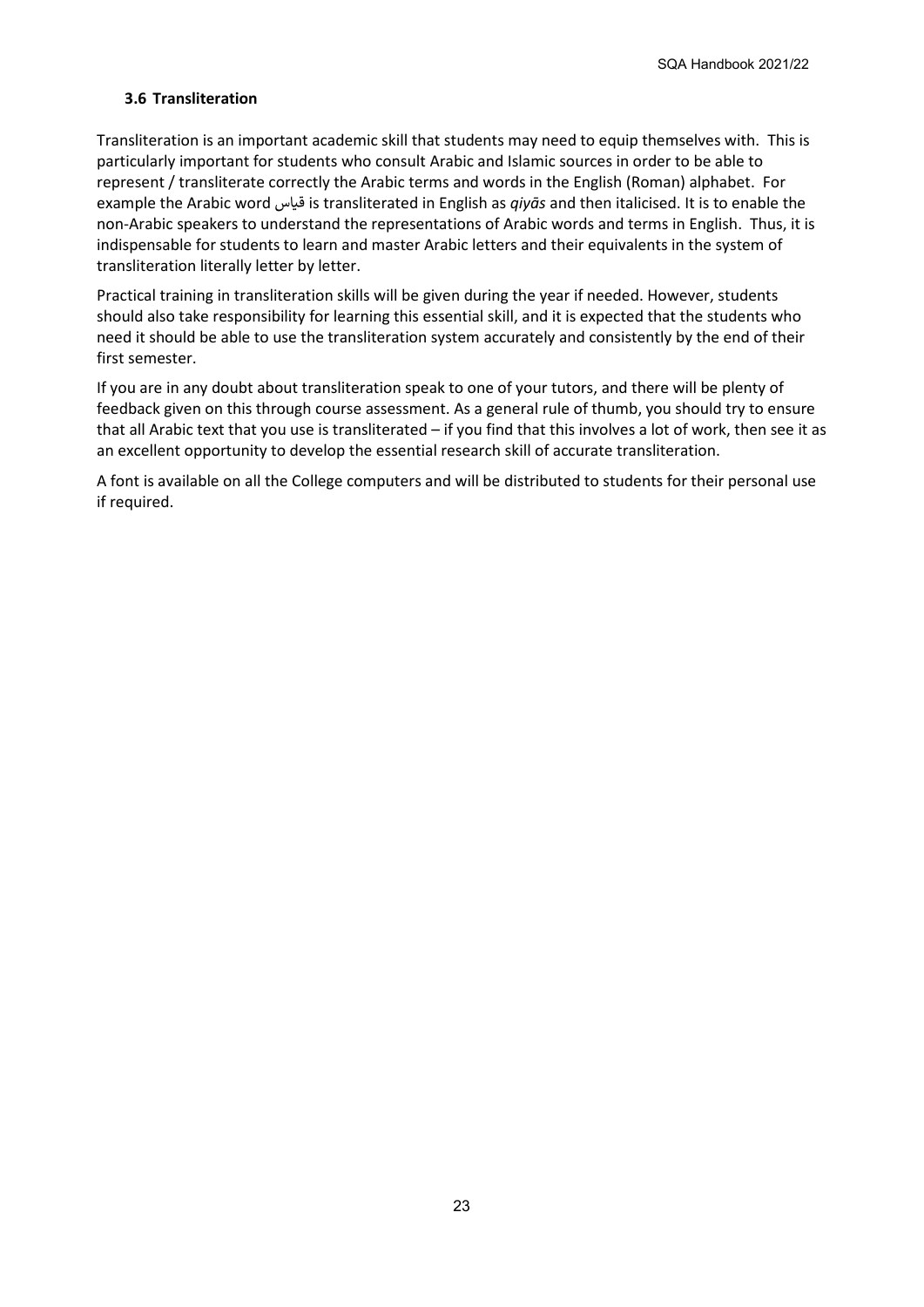### 3.6 Transliteration

Transliteration is an important academic skill that students may need to equip themselves with. This is particularly important for students who consult Arabic and Islamic sources in order to be able to represent / transliterate correctly the Arabic terms and words in the English (Roman) alphabet. For example the Arabic word قياس is transliterated in English as *qiyās* and then italicised. It is to enable the non-Arabic speakers to understand the representations of Arabic words and terms in English. Thus, it is indispensable for students to learn and master Arabic letters and their equivalents in the system of transliteration literally letter by letter.

Practical training in transliteration skills will be given during the year if needed. However, students should also take responsibility for learning this essential skill, and it is expected that the students who need it should be able to use the transliteration system accurately and consistently by the end of their first semester.

If you are in any doubt about transliteration speak to one of your tutors, and there will be plenty of feedback given on this through course assessment. As a general rule of thumb, you should try to ensure that all Arabic text that you use is transliterated – if you find that this involves a lot of work, then see it as an excellent opportunity to develop the essential research skill of accurate transliteration.

A font is available on all the College computers and will be distributed to students for their personal use if required.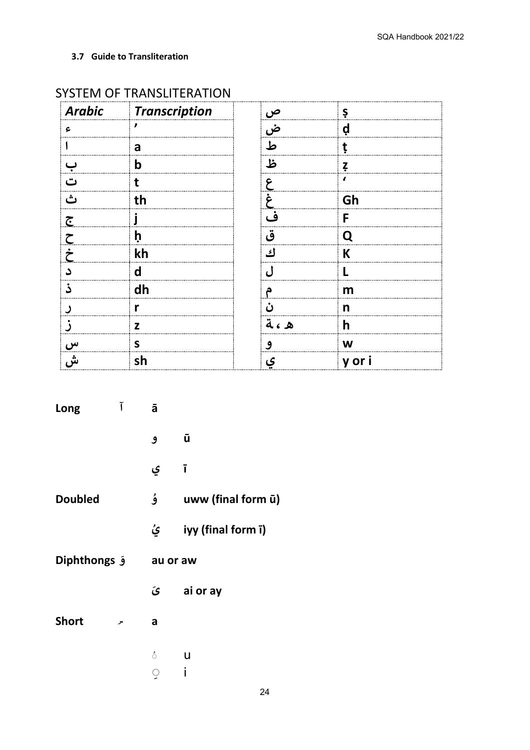### 3.7 Guide to Transliteration

## SYSTEM OF TRANSLITERATION

| *Arabic* | *Transcription* | | |
|---|---|---|---|
| ء | ’ | ص | ṣ |
| ا | a | ض | ḍ |
| ب | b | ط | ṭ |
| ت | t | ظ | ẓ |
| ث | th | ع | ‘ |
| ج | j | غ | Gh |
| ح | ḥ | ف | F |
| خ | kh | ق | Q |
| د | d | ك | K |
| ذ | dh | ل | L |
| ر | r | م | m |
| ز | z | ن | n |
| س | s | ه ، ة | h |
| ش | sh | و | w |
| | | ي | y or i |

**Long** آ ā

و ū

ي ī

**Doubled** وُ uww (final form ū)

يُ iyy (final form ī)

**Diphthongs** وَ au or aw

ىَ ai or ay

**Short** ـَ a

ُ u

ِ i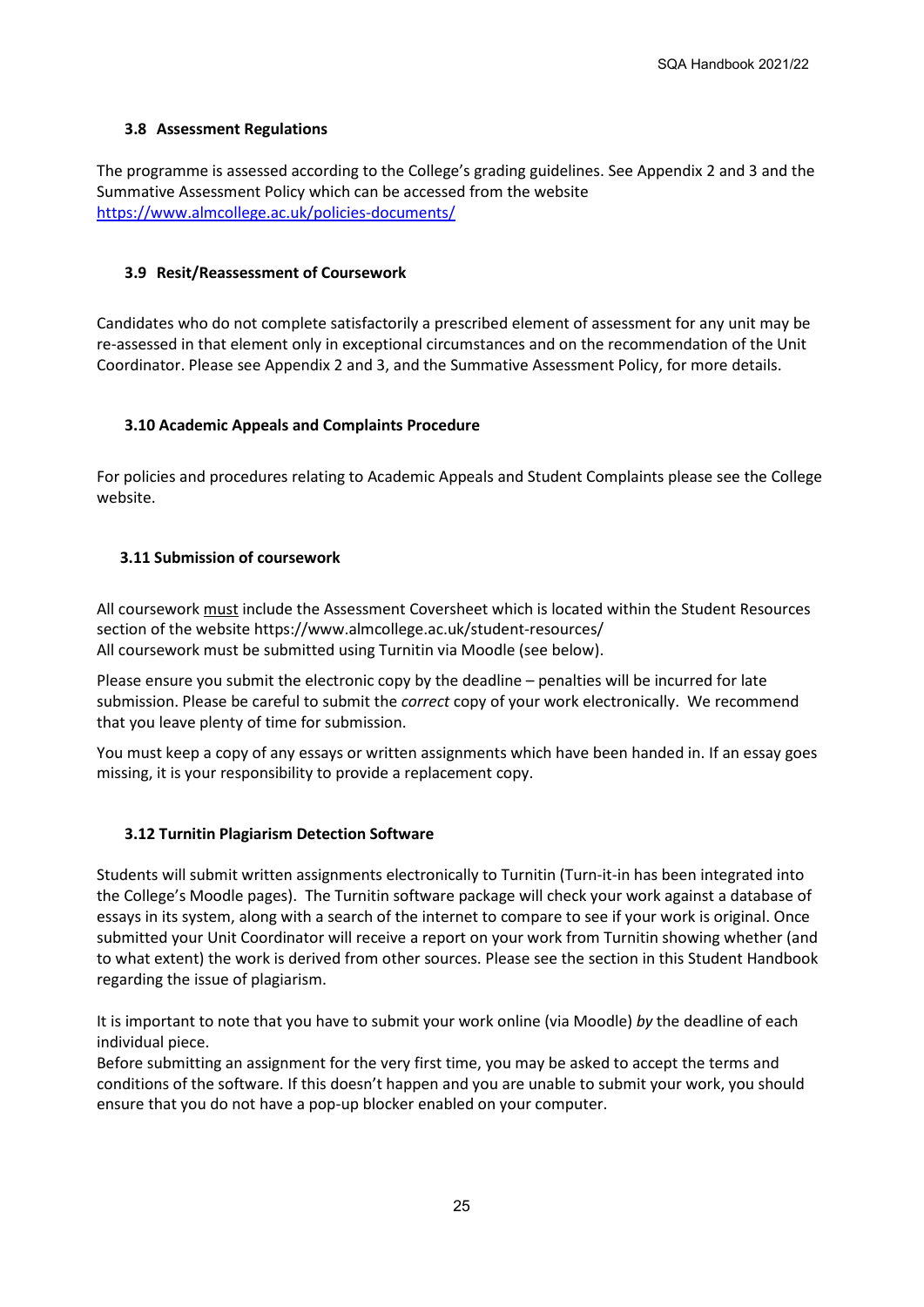### 3.8 Assessment Regulations

The programme is assessed according to the College's grading guidelines. See Appendix 2 and 3 and the Summative Assessment Policy which can be accessed from the website https://www.almcollege.ac.uk/policies-documents/

### 3.9 Resit/Reassessment of Coursework

Candidates who do not complete satisfactorily a prescribed element of assessment for any unit may be re-assessed in that element only in exceptional circumstances and on the recommendation of the Unit Coordinator. Please see Appendix 2 and 3, and the Summative Assessment Policy, for more details.

### 3.10 Academic Appeals and Complaints Procedure

For policies and procedures relating to Academic Appeals and Student Complaints please see the College website.

### 3.11 Submission of coursework

All coursework <u>must</u> include the Assessment Coversheet which is located within the Student Resources section of the website https://www.almcollege.ac.uk/student-resources/
All coursework must be submitted using Turnitin via Moodle (see below).

Please ensure you submit the electronic copy by the deadline – penalties will be incurred for late submission. Please be careful to submit the *correct* copy of your work electronically. We recommend that you leave plenty of time for submission.

You must keep a copy of any essays or written assignments which have been handed in. If an essay goes missing, it is your responsibility to provide a replacement copy.

### 3.12 Turnitin Plagiarism Detection Software

Students will submit written assignments electronically to Turnitin (Turn-it-in has been integrated into the College's Moodle pages). The Turnitin software package will check your work against a database of essays in its system, along with a search of the internet to compare to see if your work is original. Once submitted your Unit Coordinator will receive a report on your work from Turnitin showing whether (and to what extent) the work is derived from other sources. Please see the section in this Student Handbook regarding the issue of plagiarism.

It is important to note that you have to submit your work online (via Moodle) *by* the deadline of each individual piece.
Before submitting an assignment for the very first time, you may be asked to accept the terms and conditions of the software. If this doesn't happen and you are unable to submit your work, you should ensure that you do not have a pop-up blocker enabled on your computer.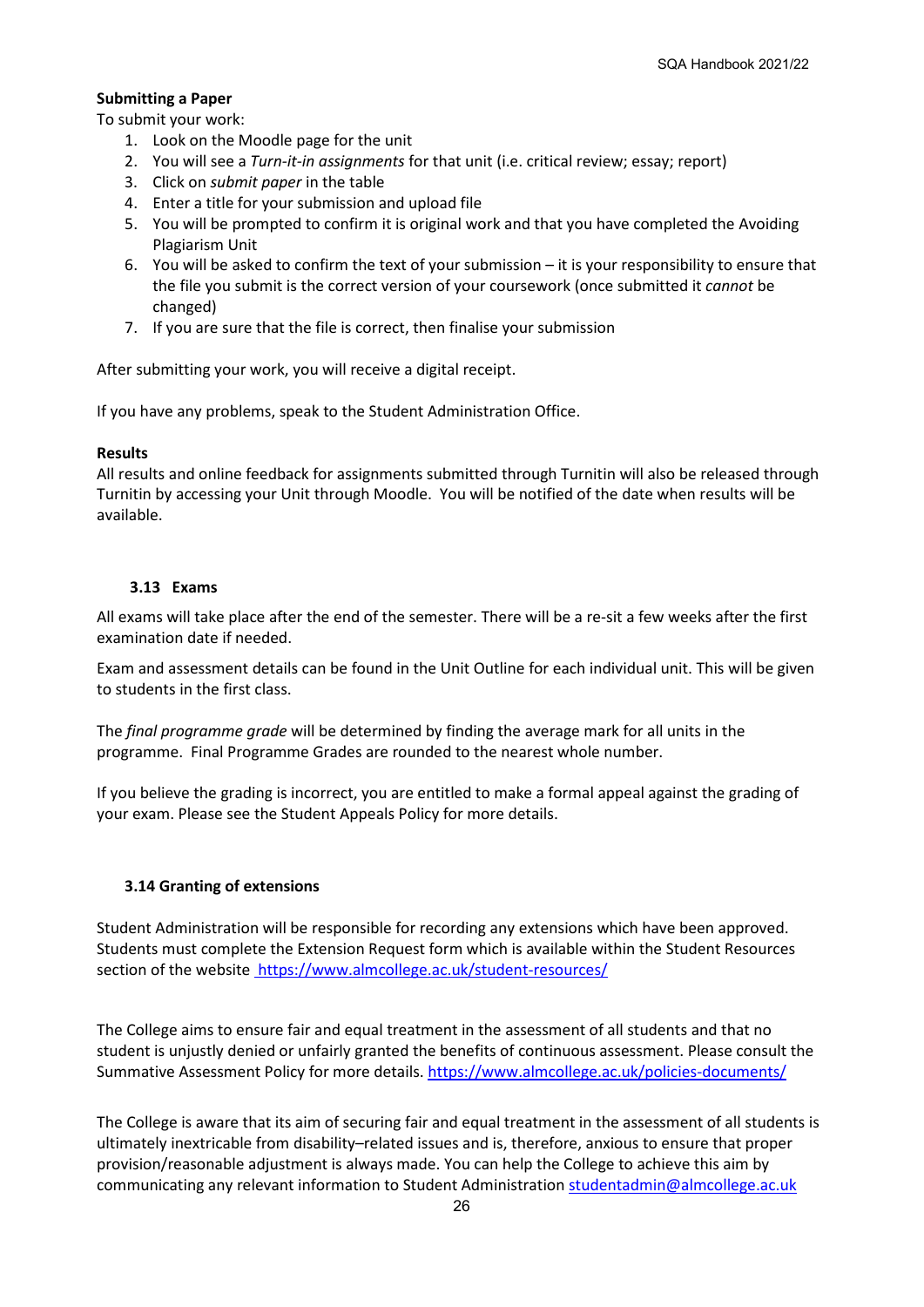**Submitting a Paper**

To submit your work:

1. Look on the Moodle page for the unit
2. You will see a *Turn-it-in assignments* for that unit (i.e. critical review; essay; report)
3. Click on *submit paper* in the table
4. Enter a title for your submission and upload file
5. You will be prompted to confirm it is original work and that you have completed the Avoiding Plagiarism Unit
6. You will be asked to confirm the text of your submission – it is your responsibility to ensure that the file you submit is the correct version of your coursework (once submitted it *cannot* be changed)
7. If you are sure that the file is correct, then finalise your submission

After submitting your work, you will receive a digital receipt.

If you have any problems, speak to the Student Administration Office.

**Results**

All results and online feedback for assignments submitted through Turnitin will also be released through Turnitin by accessing your Unit through Moodle. You will be notified of the date when results will be available.

### 3.13 Exams

All exams will take place after the end of the semester. There will be a re-sit a few weeks after the first examination date if needed.

Exam and assessment details can be found in the Unit Outline for each individual unit. This will be given to students in the first class.

The *final programme grade* will be determined by finding the average mark for all units in the programme. Final Programme Grades are rounded to the nearest whole number.

If you believe the grading is incorrect, you are entitled to make a formal appeal against the grading of your exam. Please see the Student Appeals Policy for more details.

### 3.14 Granting of extensions

Student Administration will be responsible for recording any extensions which have been approved. Students must complete the Extension Request form which is available within the Student Resources section of the website https://www.almcollege.ac.uk/student-resources/

The College aims to ensure fair and equal treatment in the assessment of all students and that no student is unjustly denied or unfairly granted the benefits of continuous assessment. Please consult the Summative Assessment Policy for more details. https://www.almcollege.ac.uk/policies-documents/

The College is aware that its aim of securing fair and equal treatment in the assessment of all students is ultimately inextricable from disability–related issues and is, therefore, anxious to ensure that proper provision/reasonable adjustment is always made. You can help the College to achieve this aim by communicating any relevant information to Student Administration studentadmin@almcollege.ac.uk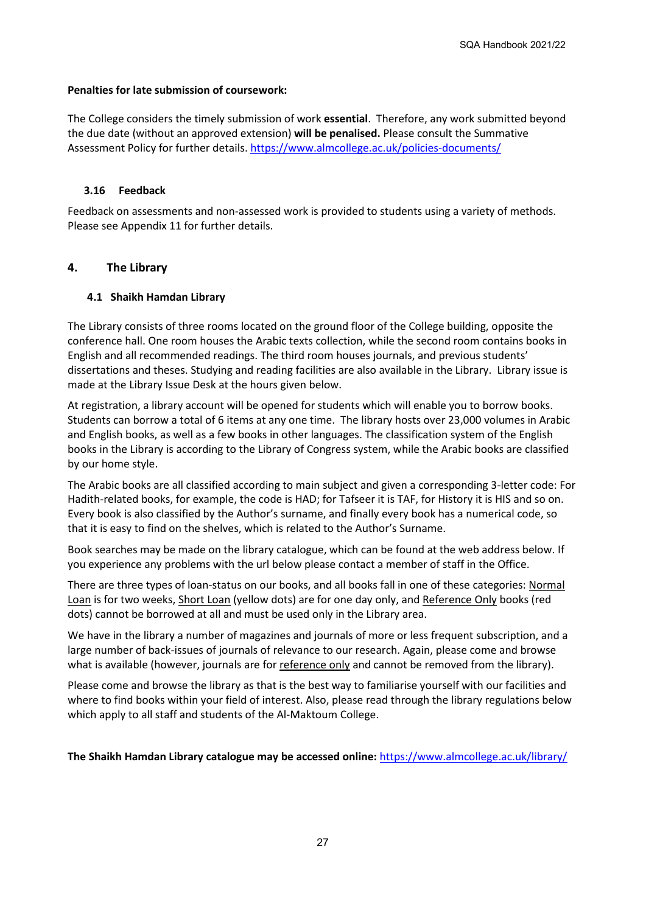**Penalties for late submission of coursework:**

The College considers the timely submission of work **essential**. Therefore, any work submitted beyond the due date (without an approved extension) **will be penalised.** Please consult the Summative Assessment Policy for further details. https://www.almcollege.ac.uk/policies-documents/

### 3.16 Feedback

Feedback on assessments and non-assessed work is provided to students using a variety of methods. Please see Appendix 11 for further details.

## 4. The Library

### 4.1 Shaikh Hamdan Library

The Library consists of three rooms located on the ground floor of the College building, opposite the conference hall. One room houses the Arabic texts collection, while the second room contains books in English and all recommended readings. The third room houses journals, and previous students' dissertations and theses. Studying and reading facilities are also available in the Library. Library issue is made at the Library Issue Desk at the hours given below.

At registration, a library account will be opened for students which will enable you to borrow books. Students can borrow a total of 6 items at any one time. The library hosts over 23,000 volumes in Arabic and English books, as well as a few books in other languages. The classification system of the English books in the Library is according to the Library of Congress system, while the Arabic books are classified by our home style.

The Arabic books are all classified according to main subject and given a corresponding 3-letter code: For Hadith-related books, for example, the code is HAD; for Tafseer it is TAF, for History it is HIS and so on. Every book is also classified by the Author's surname, and finally every book has a numerical code, so that it is easy to find on the shelves, which is related to the Author's Surname.

Book searches may be made on the library catalogue, which can be found at the web address below. If you experience any problems with the url below please contact a member of staff in the Office.

There are three types of loan-status on our books, and all books fall in one of these categories: <u>Normal Loan</u> is for two weeks, <u>Short Loan</u> (yellow dots) are for one day only, and <u>Reference Only</u> books (red dots) cannot be borrowed at all and must be used only in the Library area.

We have in the library a number of magazines and journals of more or less frequent subscription, and a large number of back-issues of journals of relevance to our research. Again, please come and browse what is available (however, journals are for <u>reference only</u> and cannot be removed from the library).

Please come and browse the library as that is the best way to familiarise yourself with our facilities and where to find books within your field of interest. Also, please read through the library regulations below which apply to all staff and students of the Al-Maktoum College.

**The Shaikh Hamdan Library catalogue may be accessed online:** https://www.almcollege.ac.uk/library/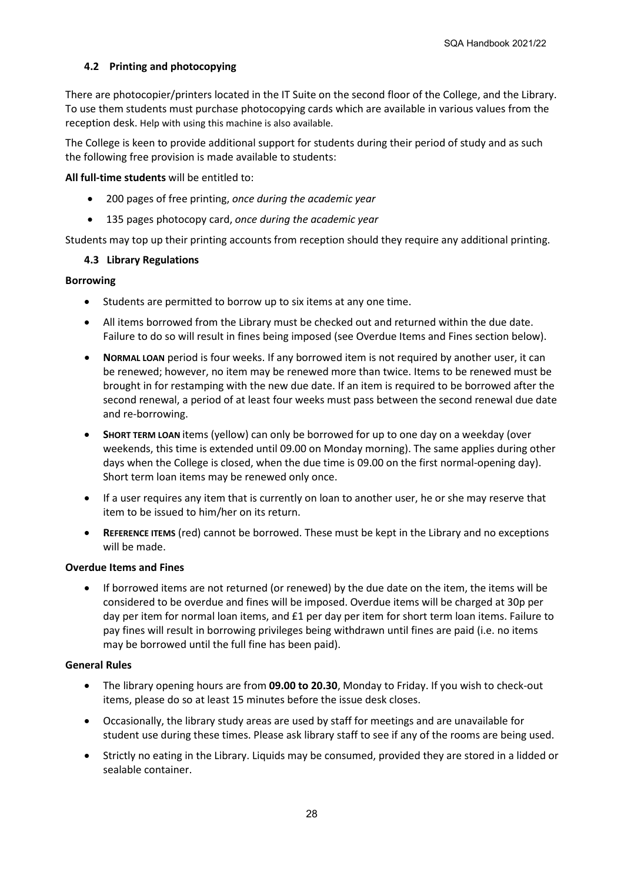### 4.2 Printing and photocopying

There are photocopier/printers located in the IT Suite on the second floor of the College, and the Library. To use them students must purchase photocopying cards which are available in various values from the reception desk. Help with using this machine is also available.

The College is keen to provide additional support for students during their period of study and as such the following free provision is made available to students:

**All full-time students** will be entitled to:

- 200 pages of free printing, *once during the academic year*
- 135 pages photocopy card, *once during the academic year*

Students may top up their printing accounts from reception should they require any additional printing.

### 4.3 Library Regulations

**Borrowing**

- Students are permitted to borrow up to six items at any one time.
- All items borrowed from the Library must be checked out and returned within the due date. Failure to do so will result in fines being imposed (see Overdue Items and Fines section below).
- **NORMAL LOAN** period is four weeks. If any borrowed item is not required by another user, it can be renewed; however, no item may be renewed more than twice. Items to be renewed must be brought in for restamping with the new due date. If an item is required to be borrowed after the second renewal, a period of at least four weeks must pass between the second renewal due date and re-borrowing.
- **SHORT TERM LOAN** items (yellow) can only be borrowed for up to one day on a weekday (over weekends, this time is extended until 09.00 on Monday morning). The same applies during other days when the College is closed, when the due time is 09.00 on the first normal-opening day). Short term loan items may be renewed only once.
- If a user requires any item that is currently on loan to another user, he or she may reserve that item to be issued to him/her on its return.
- **REFERENCE ITEMS** (red) cannot be borrowed. These must be kept in the Library and no exceptions will be made.

**Overdue Items and Fines**

- If borrowed items are not returned (or renewed) by the due date on the item, the items will be considered to be overdue and fines will be imposed. Overdue items will be charged at 30p per day per item for normal loan items, and £1 per day per item for short term loan items. Failure to pay fines will result in borrowing privileges being withdrawn until fines are paid (i.e. no items may be borrowed until the full fine has been paid).

**General Rules**

- The library opening hours are from **09.00 to 20.30**, Monday to Friday. If you wish to check-out items, please do so at least 15 minutes before the issue desk closes.
- Occasionally, the library study areas are used by staff for meetings and are unavailable for student use during these times. Please ask library staff to see if any of the rooms are being used.
- Strictly no eating in the Library. Liquids may be consumed, provided they are stored in a lidded or sealable container.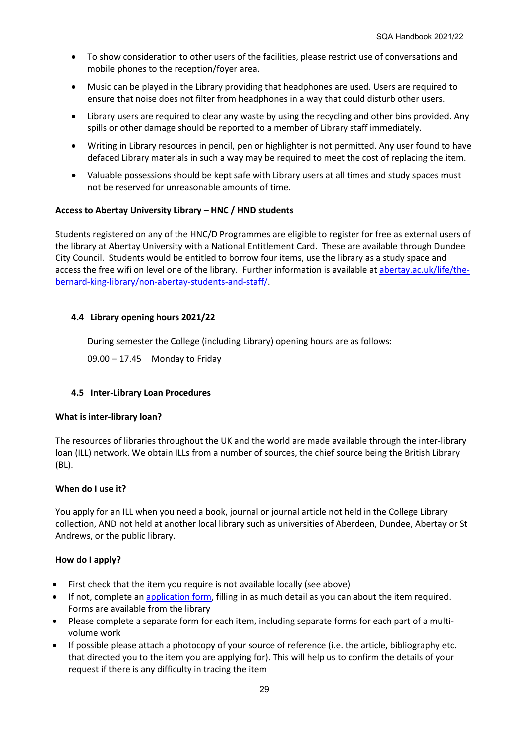- To show consideration to other users of the facilities, please restrict use of conversations and mobile phones to the reception/foyer area.
- Music can be played in the Library providing that headphones are used. Users are required to ensure that noise does not filter from headphones in a way that could disturb other users.
- Library users are required to clear any waste by using the recycling and other bins provided. Any spills or other damage should be reported to a member of Library staff immediately.
- Writing in Library resources in pencil, pen or highlighter is not permitted. Any user found to have defaced Library materials in such a way may be required to meet the cost of replacing the item.
- Valuable possessions should be kept safe with Library users at all times and study spaces must not be reserved for unreasonable amounts of time.

**Access to Abertay University Library – HNC / HND students**

Students registered on any of the HNC/D Programmes are eligible to register for free as external users of the library at Abertay University with a National Entitlement Card. These are available through Dundee City Council. Students would be entitled to borrow four items, use the library as a study space and access the free wifi on level one of the library. Further information is available at [abertay.ac.uk/life/the-bernard-king-library/non-abertay-students-and-staff/](abertay.ac.uk/life/the-bernard-king-library/non-abertay-students-and-staff/).

### 4.4 Library opening hours 2021/22

During semester the College (including Library) opening hours are as follows:

09.00 – 17.45 Monday to Friday

### 4.5 Inter-Library Loan Procedures

**What is inter-library loan?**

The resources of libraries throughout the UK and the world are made available through the inter-library loan (ILL) network. We obtain ILLs from a number of sources, the chief source being the British Library (BL).

**When do I use it?**

You apply for an ILL when you need a book, journal or journal article not held in the College Library collection, AND not held at another local library such as universities of Aberdeen, Dundee, Abertay or St Andrews, or the public library.

**How do I apply?**

- First check that the item you require is not available locally (see above)
- If not, complete an application form, filling in as much detail as you can about the item required. Forms are available from the library
- Please complete a separate form for each item, including separate forms for each part of a multi-volume work
- If possible please attach a photocopy of your source of reference (i.e. the article, bibliography etc. that directed you to the item you are applying for). This will help us to confirm the details of your request if there is any difficulty in tracing the item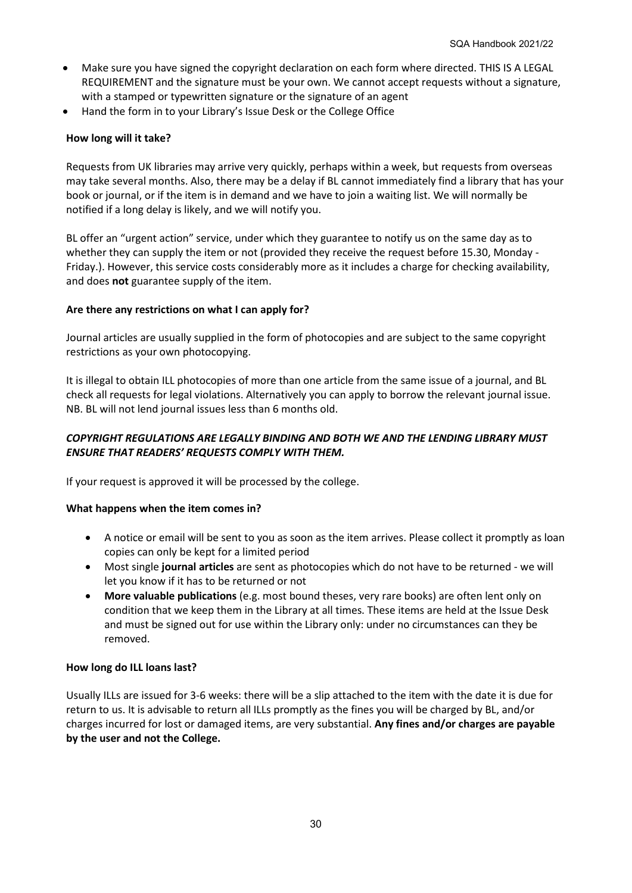- Make sure you have signed the copyright declaration on each form where directed. THIS IS A LEGAL REQUIREMENT and the signature must be your own. We cannot accept requests without a signature, with a stamped or typewritten signature or the signature of an agent
- Hand the form in to your Library's Issue Desk or the College Office

**How long will it take?**

Requests from UK libraries may arrive very quickly, perhaps within a week, but requests from overseas may take several months. Also, there may be a delay if BL cannot immediately find a library that has your book or journal, or if the item is in demand and we have to join a waiting list. We will normally be notified if a long delay is likely, and we will notify you.

BL offer an "urgent action" service, under which they guarantee to notify us on the same day as to whether they can supply the item or not (provided they receive the request before 15.30, Monday - Friday.). However, this service costs considerably more as it includes a charge for checking availability, and does **not** guarantee supply of the item.

**Are there any restrictions on what I can apply for?**

Journal articles are usually supplied in the form of photocopies and are subject to the same copyright restrictions as your own photocopying.

It is illegal to obtain ILL photocopies of more than one article from the same issue of a journal, and BL check all requests for legal violations. Alternatively you can apply to borrow the relevant journal issue. NB. BL will not lend journal issues less than 6 months old.

***COPYRIGHT REGULATIONS ARE LEGALLY BINDING AND BOTH WE AND THE LENDING LIBRARY MUST ENSURE THAT READERS' REQUESTS COMPLY WITH THEM.***

If your request is approved it will be processed by the college.

**What happens when the item comes in?**

- A notice or email will be sent to you as soon as the item arrives. Please collect it promptly as loan copies can only be kept for a limited period
- Most single **journal articles** are sent as photocopies which do not have to be returned - we will let you know if it has to be returned or not
- **More valuable publications** (e.g. most bound theses, very rare books) are often lent only on condition that we keep them in the Library at all times. These items are held at the Issue Desk and must be signed out for use within the Library only: under no circumstances can they be removed.

**How long do ILL loans last?**

Usually ILLs are issued for 3-6 weeks: there will be a slip attached to the item with the date it is due for return to us. It is advisable to return all ILLs promptly as the fines you will be charged by BL, and/or charges incurred for lost or damaged items, are very substantial. **Any fines and/or charges are payable by the user and not the College.**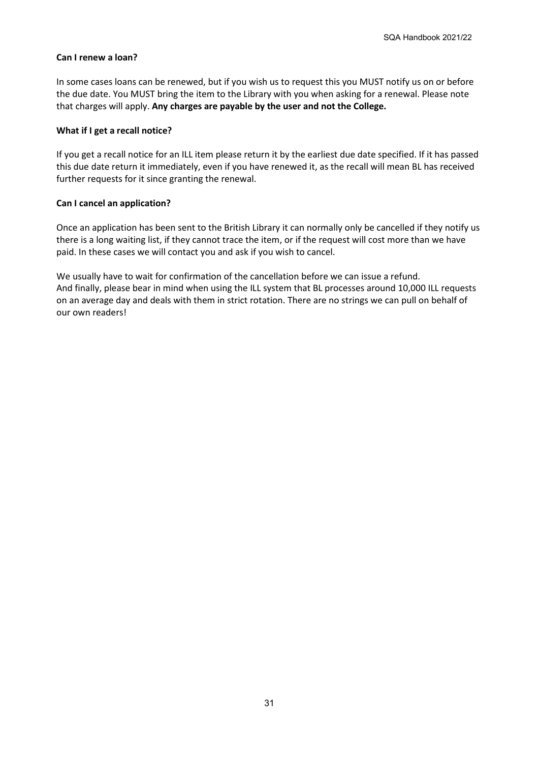**Can I renew a loan?**

In some cases loans can be renewed, but if you wish us to request this you MUST notify us on or before the due date. You MUST bring the item to the Library with you when asking for a renewal. Please note that charges will apply. **Any charges are payable by the user and not the College.**

**What if I get a recall notice?**

If you get a recall notice for an ILL item please return it by the earliest due date specified. If it has passed this due date return it immediately, even if you have renewed it, as the recall will mean BL has received further requests for it since granting the renewal.

**Can I cancel an application?**

Once an application has been sent to the British Library it can normally only be cancelled if they notify us there is a long waiting list, if they cannot trace the item, or if the request will cost more than we have paid. In these cases we will contact you and ask if you wish to cancel.

We usually have to wait for confirmation of the cancellation before we can issue a refund.
And finally, please bear in mind when using the ILL system that BL processes around 10,000 ILL requests on an average day and deals with them in strict rotation. There are no strings we can pull on behalf of our own readers!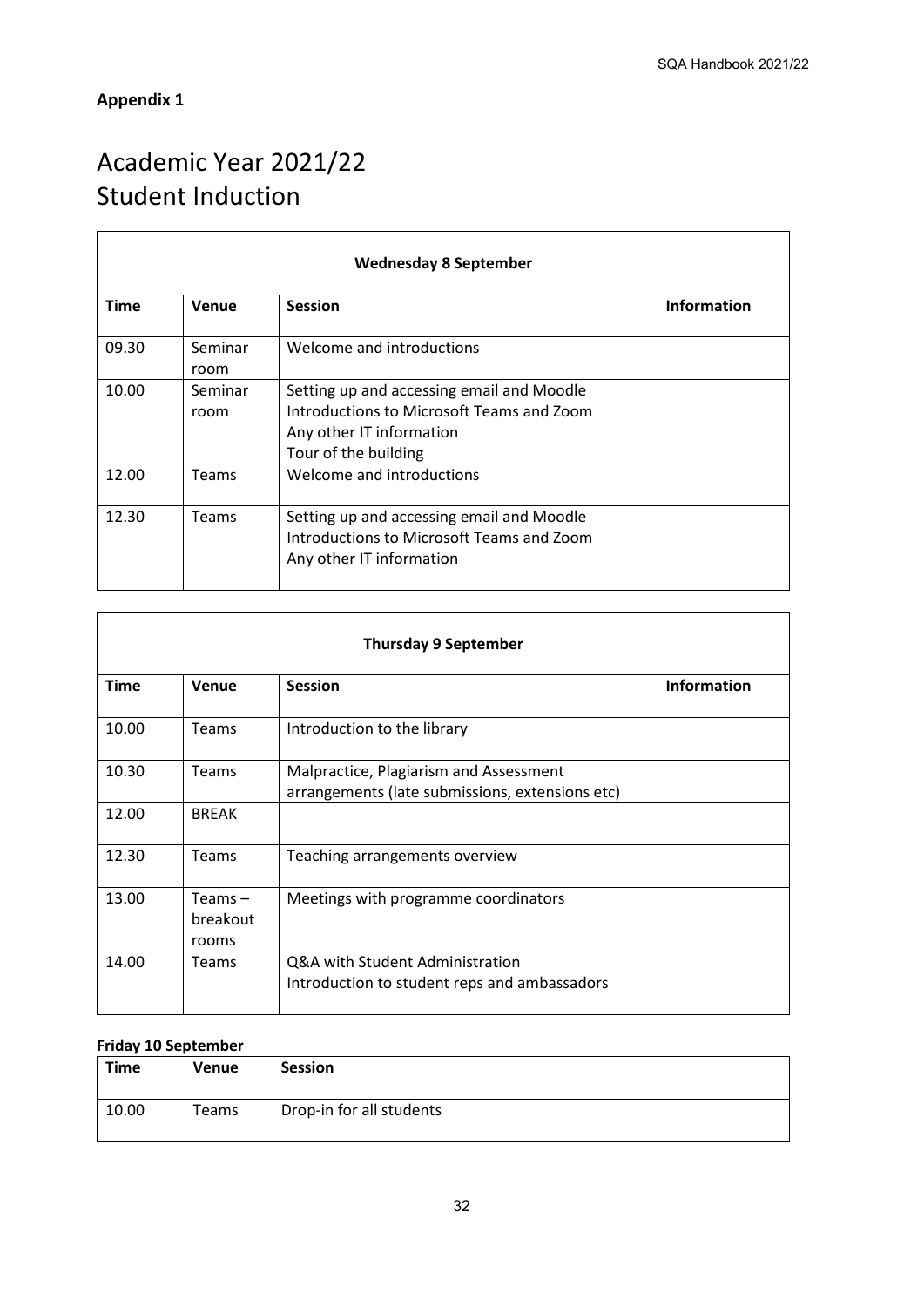**Appendix 1**

# Academic Year 2021/22
# Student Induction

| Wednesday 8 September | | | |
|---|---|---|---|
| **Time** | **Venue** | **Session** | **Information** |
| 09.30 | Seminar room | Welcome and introductions | |
| 10.00 | Seminar room | Setting up and accessing email and Moodle<br>Introductions to Microsoft Teams and Zoom<br>Any other IT information<br>Tour of the building | |
| 12.00 | Teams | Welcome and introductions | |
| 12.30 | Teams | Setting up and accessing email and Moodle<br>Introductions to Microsoft Teams and Zoom<br>Any other IT information | |

| Thursday 9 September | | | |
|---|---|---|---|
| **Time** | **Venue** | **Session** | **Information** |
| 10.00 | Teams | Introduction to the library | |
| 10.30 | Teams | Malpractice, Plagiarism and Assessment arrangements (late submissions, extensions etc) | |
| 12.00 | BREAK | | |
| 12.30 | Teams | Teaching arrangements overview | |
| 13.00 | Teams – breakout rooms | Meetings with programme coordinators | |
| 14.00 | Teams | Q&A with Student Administration<br>Introduction to student reps and ambassadors | |

**Friday 10 September**

| Time | Venue | Session |
|---|---|---|
| 10.00 | Teams | Drop-in for all students |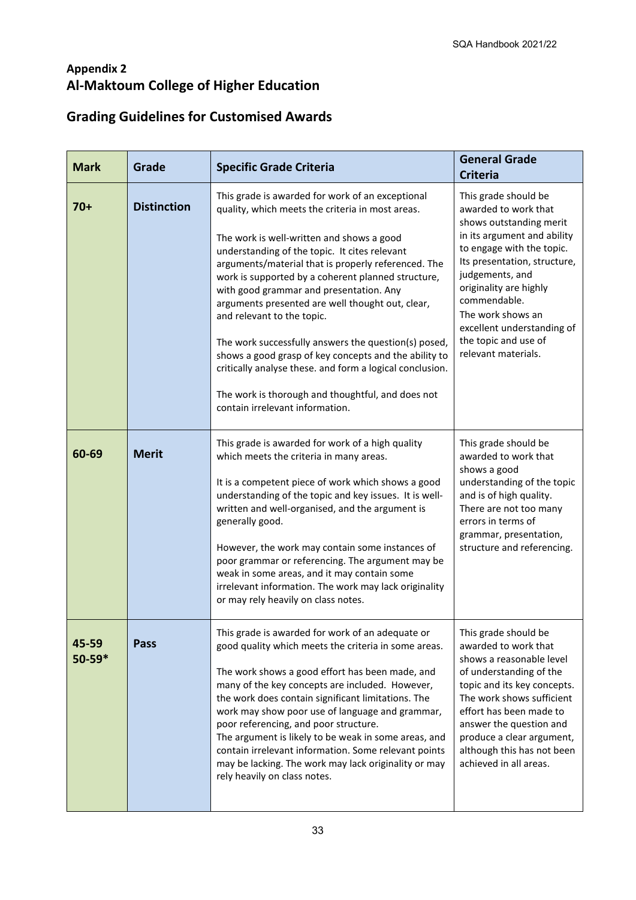**Appendix 2**
## Al-Maktoum College of Higher Education

## Grading Guidelines for Customised Awards

| Mark | Grade | Specific Grade Criteria | General Grade Criteria |
|---|---|---|---|
| **70+** | **Distinction** | This grade is awarded for work of an exceptional quality, which meets the criteria in most areas.<br><br>The work is well-written and shows a good understanding of the topic. It cites relevant arguments/material that is properly referenced. The work is supported by a coherent planned structure, with good grammar and presentation. Any arguments presented are well thought out, clear, and relevant to the topic.<br><br>The work successfully answers the question(s) posed, shows a good grasp of key concepts and the ability to critically analyse these. and form a logical conclusion.<br><br>The work is thorough and thoughtful, and does not contain irrelevant information. | This grade should be awarded to work that shows outstanding merit in its argument and ability to engage with the topic. Its presentation, structure, judgements, and originality are highly commendable.<br>The work shows an excellent understanding of the topic and use of relevant materials. |
| **60-69** | **Merit** | This grade is awarded for work of a high quality which meets the criteria in many areas.<br><br>It is a competent piece of work which shows a good understanding of the topic and key issues. It is well-written and well-organised, and the argument is generally good.<br><br>However, the work may contain some instances of poor grammar or referencing. The argument may be weak in some areas, and it may contain some irrelevant information. The work may lack originality or may rely heavily on class notes. | This grade should be awarded to work that shows a good understanding of the topic and is of high quality. There are not too many errors in terms of grammar, presentation, structure and referencing. |
| **45-59<br>50-59*** | **Pass** | This grade is awarded for work of an adequate or good quality which meets the criteria in some areas.<br><br>The work shows a good effort has been made, and many of the key concepts are included. However, the work does contain significant limitations. The work may show poor use of language and grammar, poor referencing, and poor structure.<br>The argument is likely to be weak in some areas, and contain irrelevant information. Some relevant points may be lacking. The work may lack originality or may rely heavily on class notes. | This grade should be awarded to work that shows a reasonable level of understanding of the topic and its key concepts. The work shows sufficient effort has been made to answer the question and produce a clear argument, although this has not been achieved in all areas. |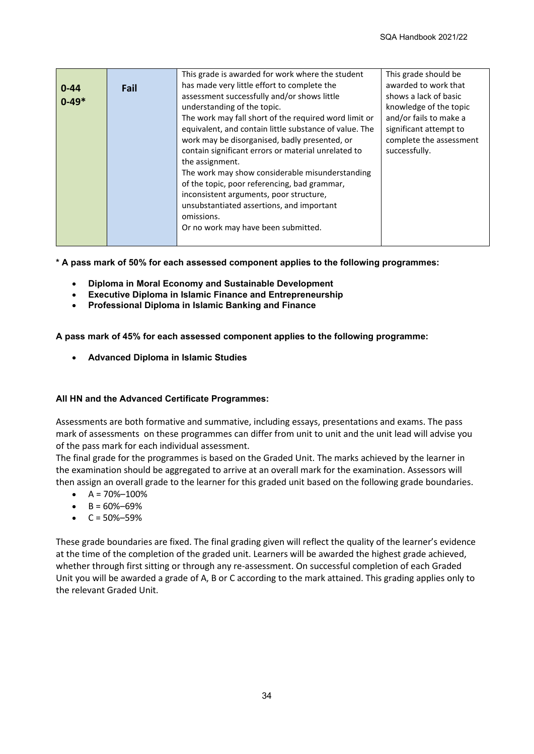| 0-44<br>0-49* | Fail | This grade is awarded for work where the student has made very little effort to complete the assessment successfully and/or shows little understanding of the topic.<br>The work may fall short of the required word limit or equivalent, and contain little substance of value. The work may be disorganised, badly presented, or contain significant errors or material unrelated to the assignment.<br>The work may show considerable misunderstanding of the topic, poor referencing, bad grammar, inconsistent arguments, poor structure, unsubstantiated assertions, and important omissions.<br>Or no work may have been submitted. | This grade should be awarded to work that shows a lack of basic knowledge of the topic and/or fails to make a significant attempt to complete the assessment successfully. |
|---|---|---|---|

**\* A pass mark of 50% for each assessed component applies to the following programmes:**

- **Diploma in Moral Economy and Sustainable Development**
- **Executive Diploma in Islamic Finance and Entrepreneurship**
- **Professional Diploma in Islamic Banking and Finance**

**A pass mark of 45% for each assessed component applies to the following programme:**

- **Advanced Diploma in Islamic Studies**

**All HN and the Advanced Certificate Programmes:**

Assessments are both formative and summative, including essays, presentations and exams. The pass mark of assessments on these programmes can differ from unit to unit and the unit lead will advise you of the pass mark for each individual assessment.

The final grade for the programmes is based on the Graded Unit. The marks achieved by the learner in the examination should be aggregated to arrive at an overall mark for the examination. Assessors will then assign an overall grade to the learner for this graded unit based on the following grade boundaries.

- A = 70%–100%
- B = 60%–69%
- C = 50%–59%

These grade boundaries are fixed. The final grading given will reflect the quality of the learner's evidence at the time of the completion of the graded unit. Learners will be awarded the highest grade achieved, whether through first sitting or through any re-assessment. On successful completion of each Graded Unit you will be awarded a grade of A, B or C according to the mark attained. This grading applies only to the relevant Graded Unit.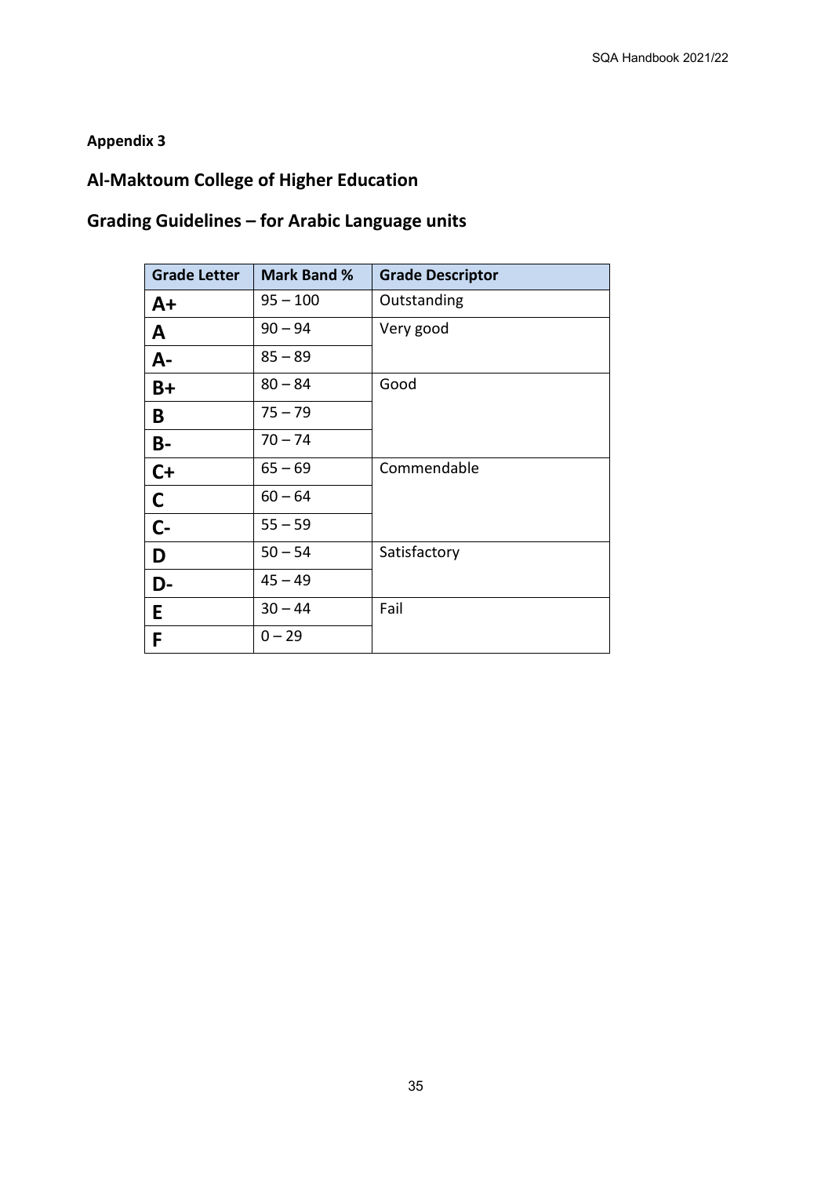**Appendix 3**

## Al-Maktoum College of Higher Education

## Grading Guidelines – for Arabic Language units

| Grade Letter | Mark Band % | Grade Descriptor |
|---|---|---|
| **A+** | 95 – 100 | Outstanding |
| **A** | 90 – 94 | Very good |
| **A-** | 85 – 89 | |
| **B+** | 80 – 84 | Good |
| **B** | 75 – 79 | |
| **B-** | 70 – 74 | |
| **C+** | 65 – 69 | Commendable |
| **C** | 60 – 64 | |
| **C-** | 55 – 59 | |
| **D** | 50 – 54 | Satisfactory |
| **D-** | 45 – 49 | |
| **E** | 30 – 44 | Fail |
| **F** | 0 – 29 | |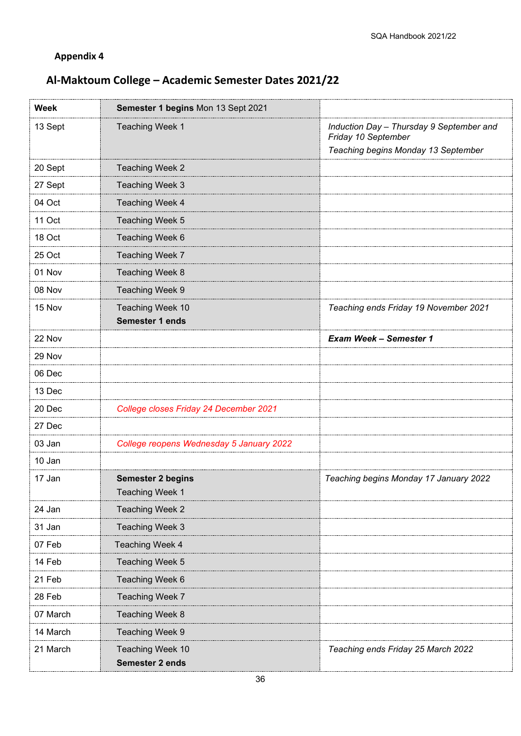**Appendix 4**

## Al-Maktoum College – Academic Semester Dates 2021/22

| Week | **Semester 1 begins** Mon 13 Sept 2021 | |
|---|---|---|
| 13 Sept | Teaching Week 1 | *Induction Day – Thursday 9 September and Friday 10 September*<br>*Teaching begins Monday 13 September* |
| 20 Sept | Teaching Week 2 | |
| 27 Sept | Teaching Week 3 | |
| 04 Oct | Teaching Week 4 | |
| 11 Oct | Teaching Week 5 | |
| 18 Oct | Teaching Week 6 | |
| 25 Oct | Teaching Week 7 | |
| 01 Nov | Teaching Week 8 | |
| 08 Nov | Teaching Week 9 | |
| 15 Nov | Teaching Week 10<br>**Semester 1 ends** | *Teaching ends Friday 19 November 2021* |
| 22 Nov | | ***Exam Week – Semester 1*** |
| 29 Nov | | |
| 06 Dec | | |
| 13 Dec | | |
| 20 Dec | *College closes Friday 24 December 2021* | |
| 27 Dec | | |
| 03 Jan | *College reopens Wednesday 5 January 2022* | |
| 10 Jan | | |
| 17 Jan | **Semester 2 begins**<br>Teaching Week 1 | *Teaching begins Monday 17 January 2022* |
| 24 Jan | Teaching Week 2 | |
| 31 Jan | Teaching Week 3 | |
| 07 Feb | Teaching Week 4 | |
| 14 Feb | Teaching Week 5 | |
| 21 Feb | Teaching Week 6 | |
| 28 Feb | Teaching Week 7 | |
| 07 March | Teaching Week 8 | |
| 14 March | Teaching Week 9 | |
| 21 March | Teaching Week 10<br>**Semester 2 ends** | *Teaching ends Friday 25 March 2022* |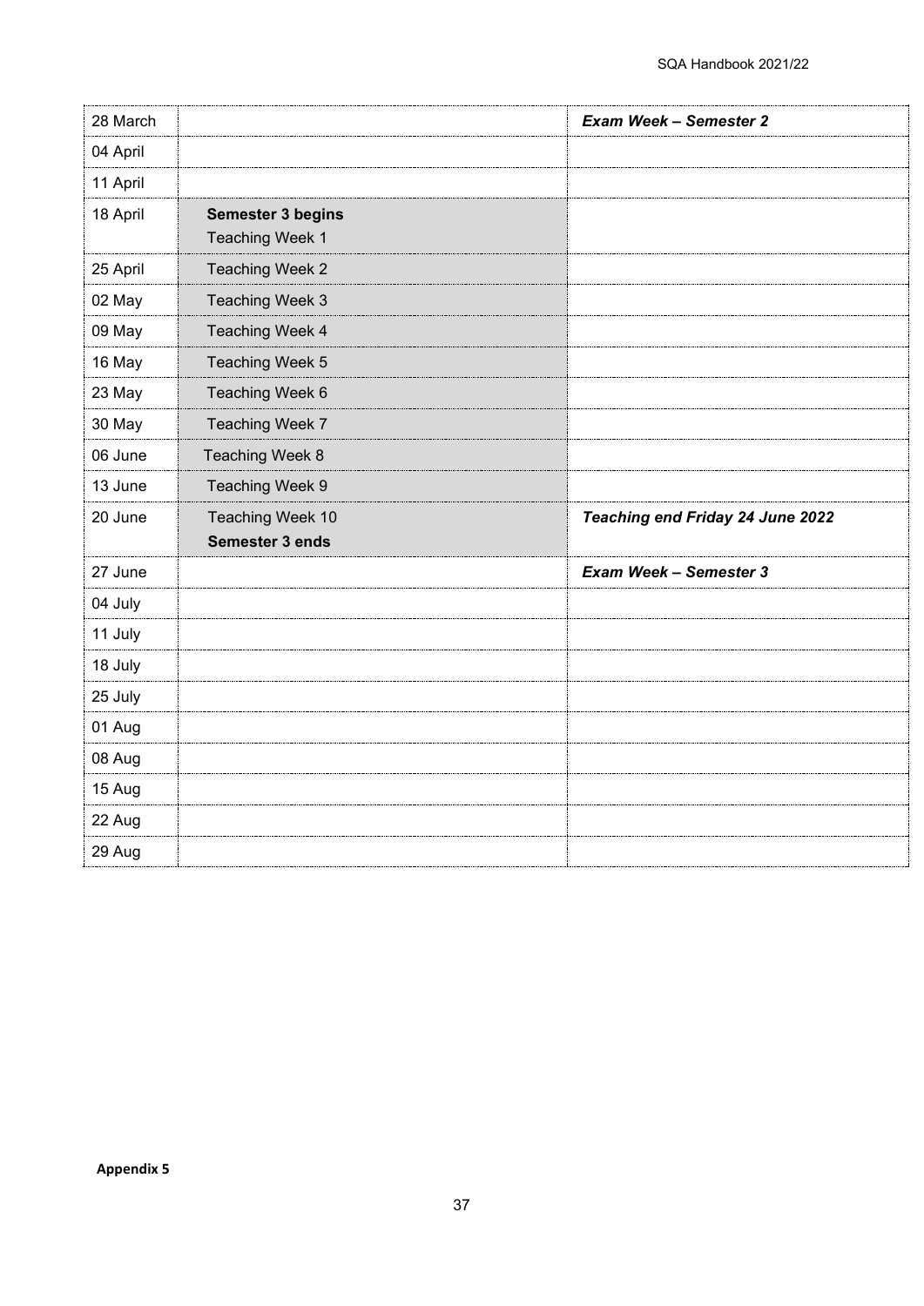| | | |
|---|---|---|
| 28 March | | ***Exam Week – Semester 2*** |
| 04 April | | |
| 11 April | | |
| 18 April | **Semester 3 begins** Teaching Week 1 | |
| 25 April | Teaching Week 2 | |
| 02 May | Teaching Week 3 | |
| 09 May | Teaching Week 4 | |
| 16 May | Teaching Week 5 | |
| 23 May | Teaching Week 6 | |
| 30 May | Teaching Week 7 | |
| 06 June | Teaching Week 8 | |
| 13 June | Teaching Week 9 | |
| 20 June | Teaching Week 10 **Semester 3 ends** | ***Teaching end Friday 24 June 2022*** |
| 27 June | | ***Exam Week – Semester 3*** |
| 04 July | | |
| 11 July | | |
| 18 July | | |
| 25 July | | |
| 01 Aug | | |
| 08 Aug | | |
| 15 Aug | | |
| 22 Aug | | |
| 29 Aug | | |

**Appendix 5**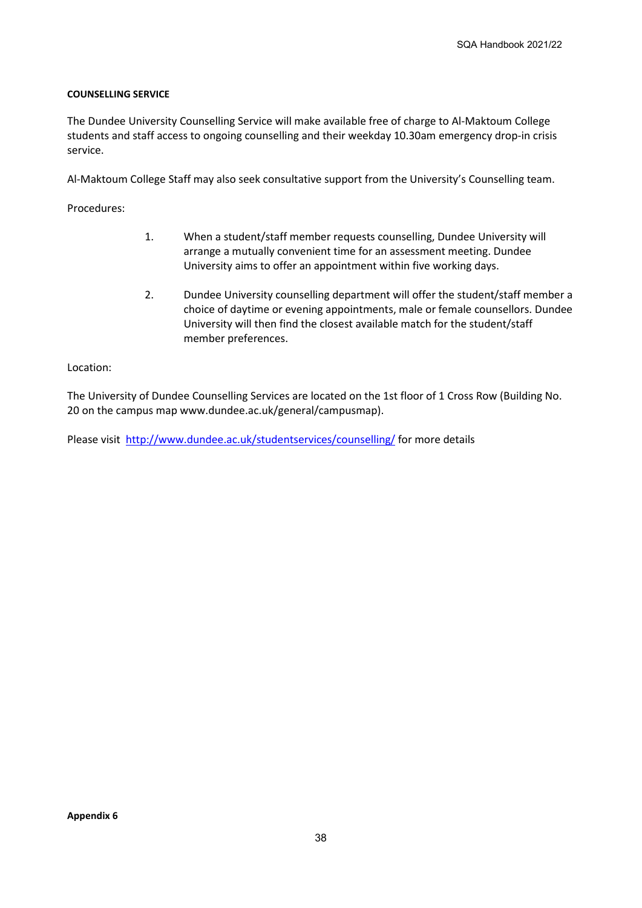**COUNSELLING SERVICE**

The Dundee University Counselling Service will make available free of charge to Al-Maktoum College students and staff access to ongoing counselling and their weekday 10.30am emergency drop-in crisis service.

Al-Maktoum College Staff may also seek consultative support from the University's Counselling team.

Procedures:

1. When a student/staff member requests counselling, Dundee University will arrange a mutually convenient time for an assessment meeting. Dundee University aims to offer an appointment within five working days.

2. Dundee University counselling department will offer the student/staff member a choice of daytime or evening appointments, male or female counsellors. Dundee University will then find the closest available match for the student/staff member preferences.

Location:

The University of Dundee Counselling Services are located on the 1st floor of 1 Cross Row (Building No. 20 on the campus map www.dundee.ac.uk/general/campusmap).

Please visit [http://www.dundee.ac.uk/studentservices/counselling/](http://www.dundee.ac.uk/studentservices/counselling/) for more details

**Appendix 6**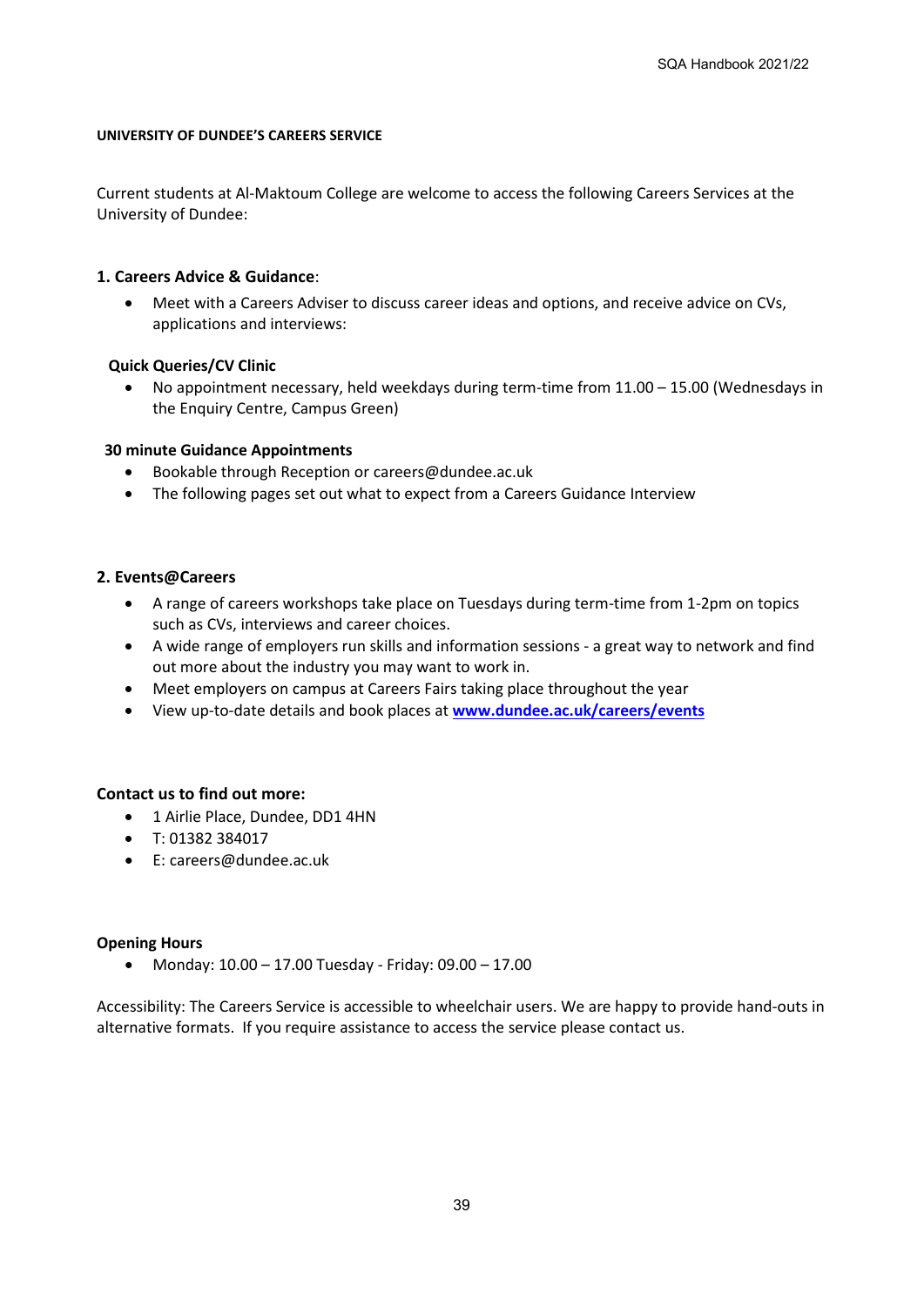**UNIVERSITY OF DUNDEE'S CAREERS SERVICE**

Current students at Al-Maktoum College are welcome to access the following Careers Services at the University of Dundee:

**1. Careers Advice & Guidance**:

- Meet with a Careers Adviser to discuss career ideas and options, and receive advice on CVs, applications and interviews:

**Quick Queries/CV Clinic**

- No appointment necessary, held weekdays during term-time from 11.00 – 15.00 (Wednesdays in the Enquiry Centre, Campus Green)

**30 minute Guidance Appointments**

- Bookable through Reception or careers@dundee.ac.uk
- The following pages set out what to expect from a Careers Guidance Interview

**2. Events@Careers**

- A range of careers workshops take place on Tuesdays during term-time from 1-2pm on topics such as CVs, interviews and career choices.
- A wide range of employers run skills and information sessions - a great way to network and find out more about the industry you may want to work in.
- Meet employers on campus at Careers Fairs taking place throughout the year
- View up-to-date details and book places at **www.dundee.ac.uk/careers/events**

**Contact us to find out more:**

- 1 Airlie Place, Dundee, DD1 4HN
- T: 01382 384017
- E: careers@dundee.ac.uk

**Opening Hours**

- Monday: 10.00 – 17.00 Tuesday - Friday: 09.00 – 17.00

Accessibility: The Careers Service is accessible to wheelchair users. We are happy to provide hand-outs in alternative formats. If you require assistance to access the service please contact us.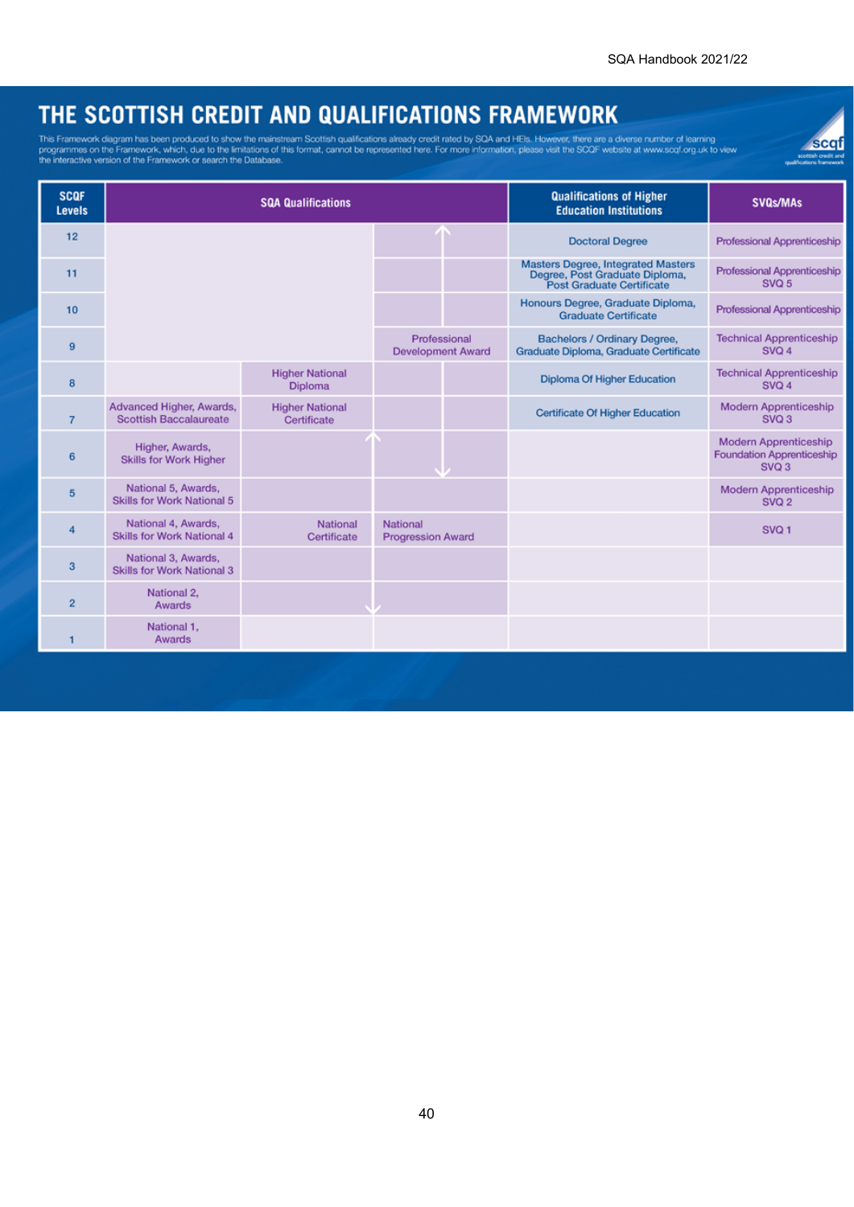# THE SCOTTISH CREDIT AND QUALIFICATIONS FRAMEWORK

This Framework diagram has been produced to show the mainstream Scottish qualifications already credit rated by SQA and HEIs. However, there are a diverse number of learning programmes on the Framework, which, due to the limitations of this format, cannot be represented here. For more information, please visit the SCQF website at www.scqf.org.uk to view the interactive version of the Framework or search the Database.

| SCQF Levels | SQA Qualifications | | | Qualifications of Higher Education Institutions | SVQs/MAs |
|---|---|---|---|---|---|
| 12 | | | | Doctoral Degree | Professional Apprenticeship |
| 11 | | | | Masters Degree, Integrated Masters Degree, Post Graduate Diploma, Post Graduate Certificate | Professional Apprenticeship SVQ 5 |
| 10 | | | | Honours Degree, Graduate Diploma, Graduate Certificate | Professional Apprenticeship |
| 9 | | | Professional Development Award | Bachelors / Ordinary Degree, Graduate Diploma, Graduate Certificate | Technical Apprenticeship SVQ 4 |
| 8 | | Higher National Diploma | | Diploma Of Higher Education | Technical Apprenticeship SVQ 4 |
| 7 | Advanced Higher, Awards, Scottish Baccalaureate | Higher National Certificate | | Certificate Of Higher Education | Modern Apprenticeship SVQ 3 |
| 6 | Higher, Awards, Skills for Work Higher | | | | Modern Apprenticeship Foundation Apprenticeship SVQ 3 |
| 5 | National 5, Awards, Skills for Work National 5 | | | | Modern Apprenticeship SVQ 2 |
| 4 | National 4, Awards, Skills for Work National 4 | National Certificate | National Progression Award | | SVQ 1 |
| 3 | National 3, Awards, Skills for Work National 3 | | | | |
| 2 | National 2, Awards | | | | |
| 1 | National 1, Awards | | | | |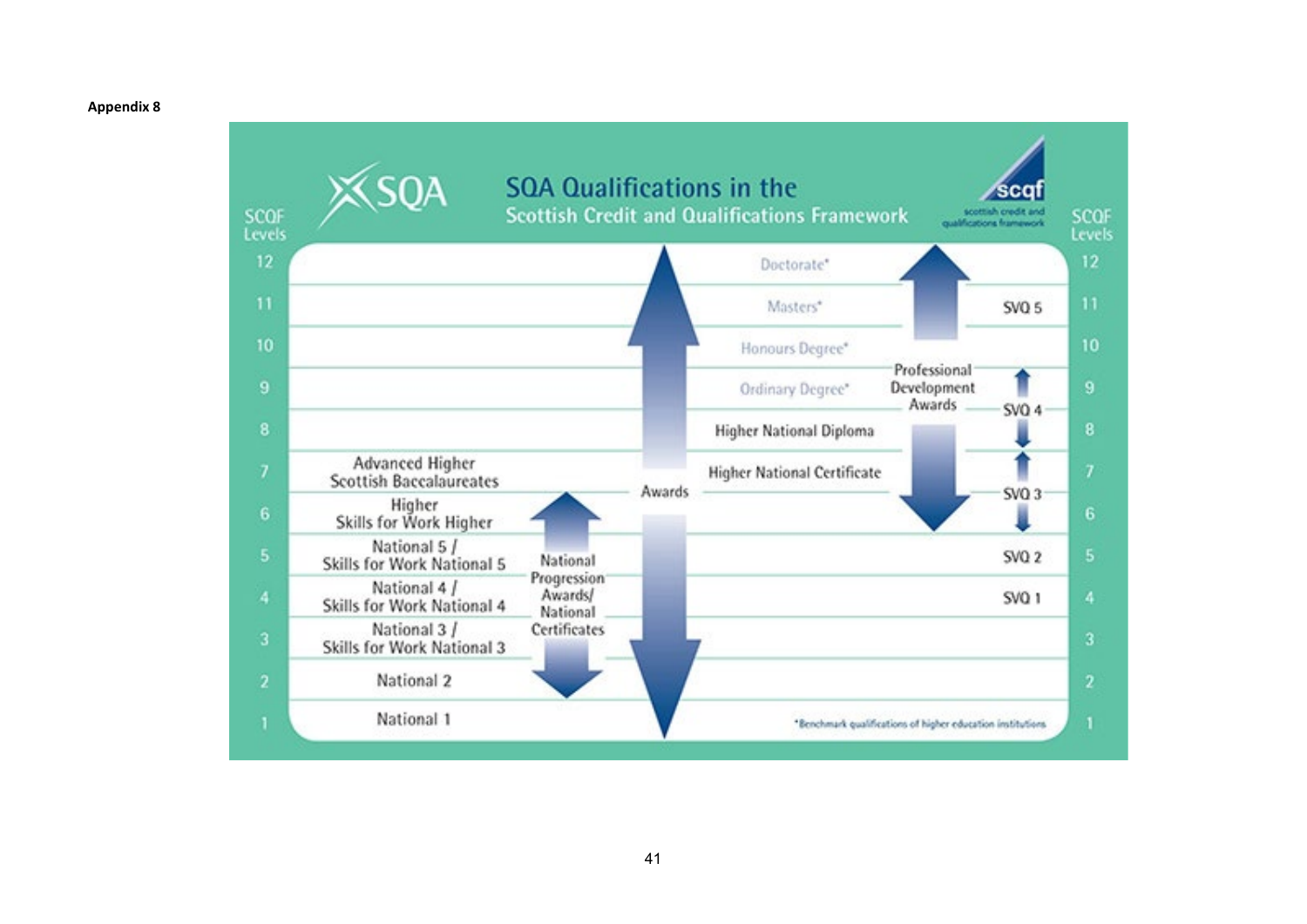**Appendix 8**

# SQA Qualifications in the Scottish Credit and Qualifications Framework

| SCQF Levels | SQA Qualifications | | | | | SCQF Levels |
|---|---|---|---|---|---|---|
| 12 | | | | Doctorate* | | 12 |
| 11 | | | | Masters* | SVQ 5 | 11 |
| 10 | | | | Honours Degree* | Professional Development Awards | 10 |
| 9 | | | | Ordinary Degree* | SVQ 4 | 9 |
| 8 | | | | Higher National Diploma | SVQ 4 | 8 |
| 7 | Advanced Higher<br>Scottish Baccalaureates | | Awards | Higher National Certificate | SVQ 3 | 7 |
| 6 | Higher<br>Skills for Work Higher | National Progression Awards/ National Certificates | Awards | | SVQ 3 | 6 |
| 5 | National 5 /<br>Skills for Work National 5 | National Progression Awards/ National Certificates | Awards | | SVQ 2 | 5 |
| 4 | National 4 /<br>Skills for Work National 4 | National Progression Awards/ National Certificates | Awards | | SVQ 1 | 4 |
| 3 | National 3 /<br>Skills for Work National 3 | National Progression Awards/ National Certificates | Awards | | | 3 |
| 2 | National 2 | National Progression Awards/ National Certificates | Awards | | | 2 |
| 1 | National 1 | | Awards | | | 1 |

*Benchmark qualifications of higher education institutions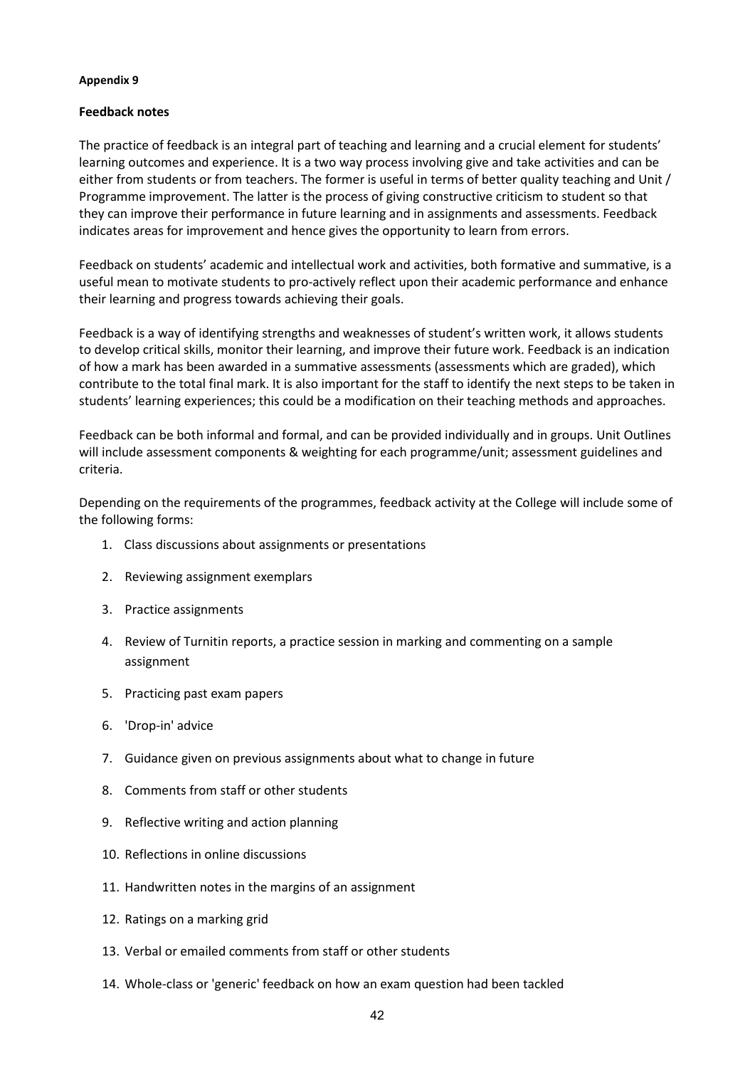**Appendix 9**

**Feedback notes**

The practice of feedback is an integral part of teaching and learning and a crucial element for students' learning outcomes and experience. It is a two way process involving give and take activities and can be either from students or from teachers. The former is useful in terms of better quality teaching and Unit / Programme improvement. The latter is the process of giving constructive criticism to student so that they can improve their performance in future learning and in assignments and assessments. Feedback indicates areas for improvement and hence gives the opportunity to learn from errors.

Feedback on students' academic and intellectual work and activities, both formative and summative, is a useful mean to motivate students to pro-actively reflect upon their academic performance and enhance their learning and progress towards achieving their goals.

Feedback is a way of identifying strengths and weaknesses of student's written work, it allows students to develop critical skills, monitor their learning, and improve their future work. Feedback is an indication of how a mark has been awarded in a summative assessments (assessments which are graded), which contribute to the total final mark. It is also important for the staff to identify the next steps to be taken in students' learning experiences; this could be a modification on their teaching methods and approaches.

Feedback can be both informal and formal, and can be provided individually and in groups. Unit Outlines will include assessment components & weighting for each programme/unit; assessment guidelines and criteria.

Depending on the requirements of the programmes, feedback activity at the College will include some of the following forms:

1. Class discussions about assignments or presentations
2. Reviewing assignment exemplars
3. Practice assignments
4. Review of Turnitin reports, a practice session in marking and commenting on a sample assignment
5. Practicing past exam papers
6. 'Drop-in' advice
7. Guidance given on previous assignments about what to change in future
8. Comments from staff or other students
9. Reflective writing and action planning
10. Reflections in online discussions
11. Handwritten notes in the margins of an assignment
12. Ratings on a marking grid
13. Verbal or emailed comments from staff or other students
14. Whole-class or 'generic' feedback on how an exam question had been tackled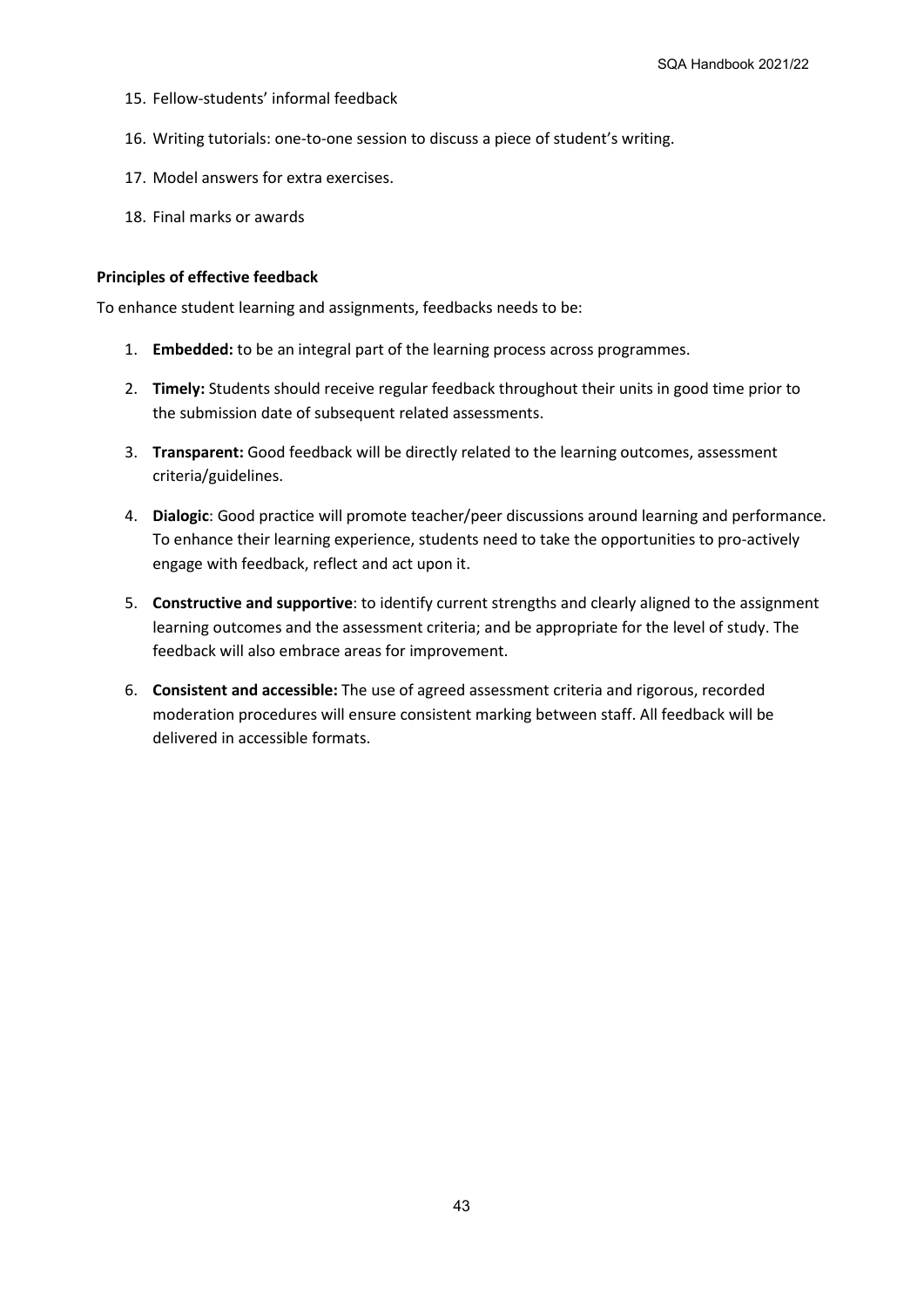15. Fellow-students' informal feedback

16. Writing tutorials: one-to-one session to discuss a piece of student's writing.

17. Model answers for extra exercises.

18. Final marks or awards

**Principles of effective feedback**

To enhance student learning and assignments, feedbacks needs to be:

1. **Embedded:** to be an integral part of the learning process across programmes.

2. **Timely:** Students should receive regular feedback throughout their units in good time prior to the submission date of subsequent related assessments.

3. **Transparent:** Good feedback will be directly related to the learning outcomes, assessment criteria/guidelines.

4. **Dialogic**: Good practice will promote teacher/peer discussions around learning and performance. To enhance their learning experience, students need to take the opportunities to pro-actively engage with feedback, reflect and act upon it.

5. **Constructive and supportive**: to identify current strengths and clearly aligned to the assignment learning outcomes and the assessment criteria; and be appropriate for the level of study. The feedback will also embrace areas for improvement.

6. **Consistent and accessible:** The use of agreed assessment criteria and rigorous, recorded moderation procedures will ensure consistent marking between staff. All feedback will be delivered in accessible formats.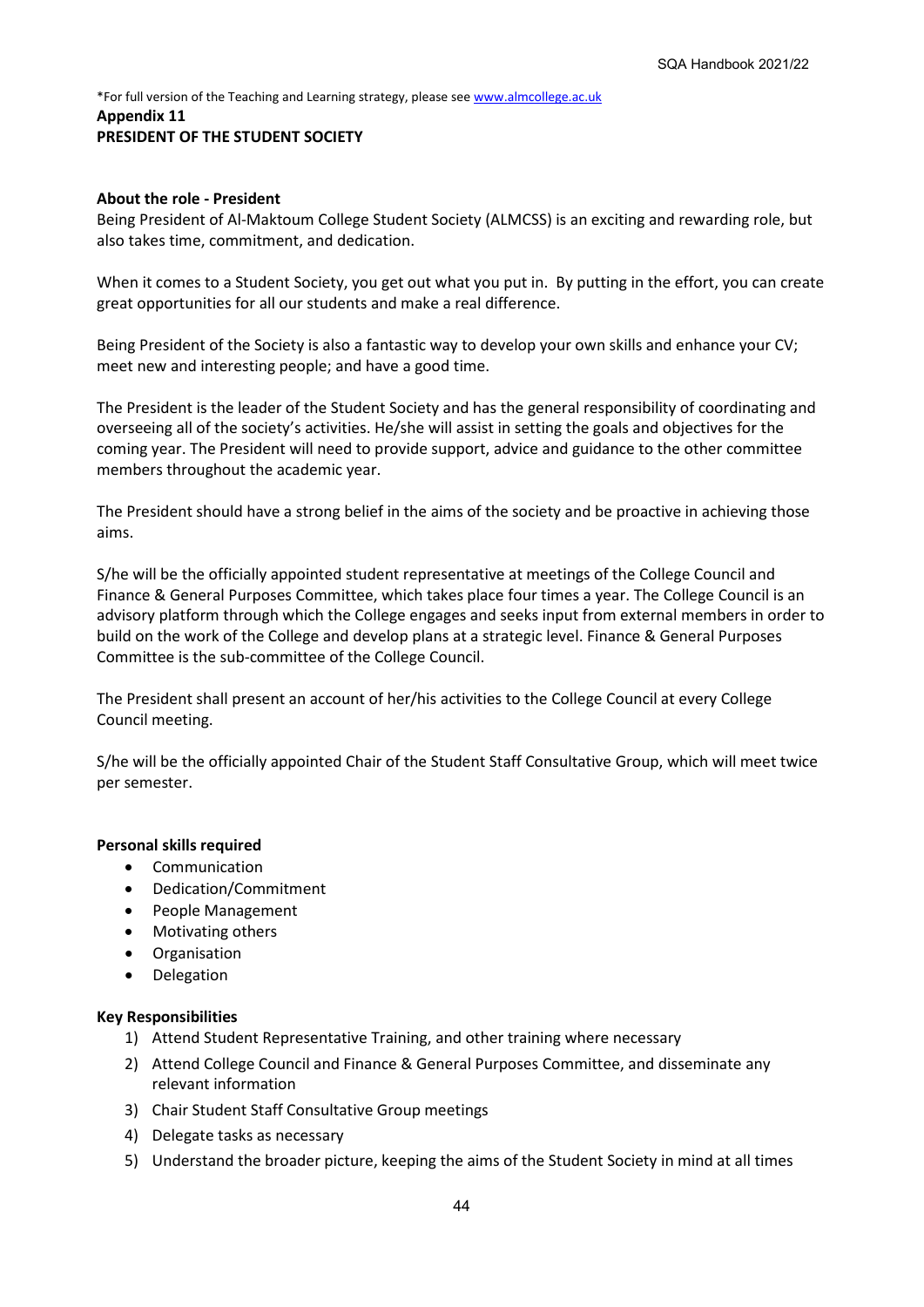*For full version of the Teaching and Learning strategy, please see [www.almcollege.ac.uk](http://www.almcollege.ac.uk)

**Appendix 11**

**PRESIDENT OF THE STUDENT SOCIETY**

**About the role - President**

Being President of Al-Maktoum College Student Society (ALMCSS) is an exciting and rewarding role, but also takes time, commitment, and dedication.

When it comes to a Student Society, you get out what you put in. By putting in the effort, you can create great opportunities for all our students and make a real difference.

Being President of the Society is also a fantastic way to develop your own skills and enhance your CV; meet new and interesting people; and have a good time.

The President is the leader of the Student Society and has the general responsibility of coordinating and overseeing all of the society's activities. He/she will assist in setting the goals and objectives for the coming year. The President will need to provide support, advice and guidance to the other committee members throughout the academic year.

The President should have a strong belief in the aims of the society and be proactive in achieving those aims.

S/he will be the officially appointed student representative at meetings of the College Council and Finance & General Purposes Committee, which takes place four times a year. The College Council is an advisory platform through which the College engages and seeks input from external members in order to build on the work of the College and develop plans at a strategic level. Finance & General Purposes Committee is the sub-committee of the College Council.

The President shall present an account of her/his activities to the College Council at every College Council meeting.

S/he will be the officially appointed Chair of the Student Staff Consultative Group, which will meet twice per semester.

**Personal skills required**

- Communication
- Dedication/Commitment
- People Management
- Motivating others
- Organisation
- Delegation

**Key Responsibilities**

1) Attend Student Representative Training, and other training where necessary
2) Attend College Council and Finance & General Purposes Committee, and disseminate any relevant information
3) Chair Student Staff Consultative Group meetings
4) Delegate tasks as necessary
5) Understand the broader picture, keeping the aims of the Student Society in mind at all times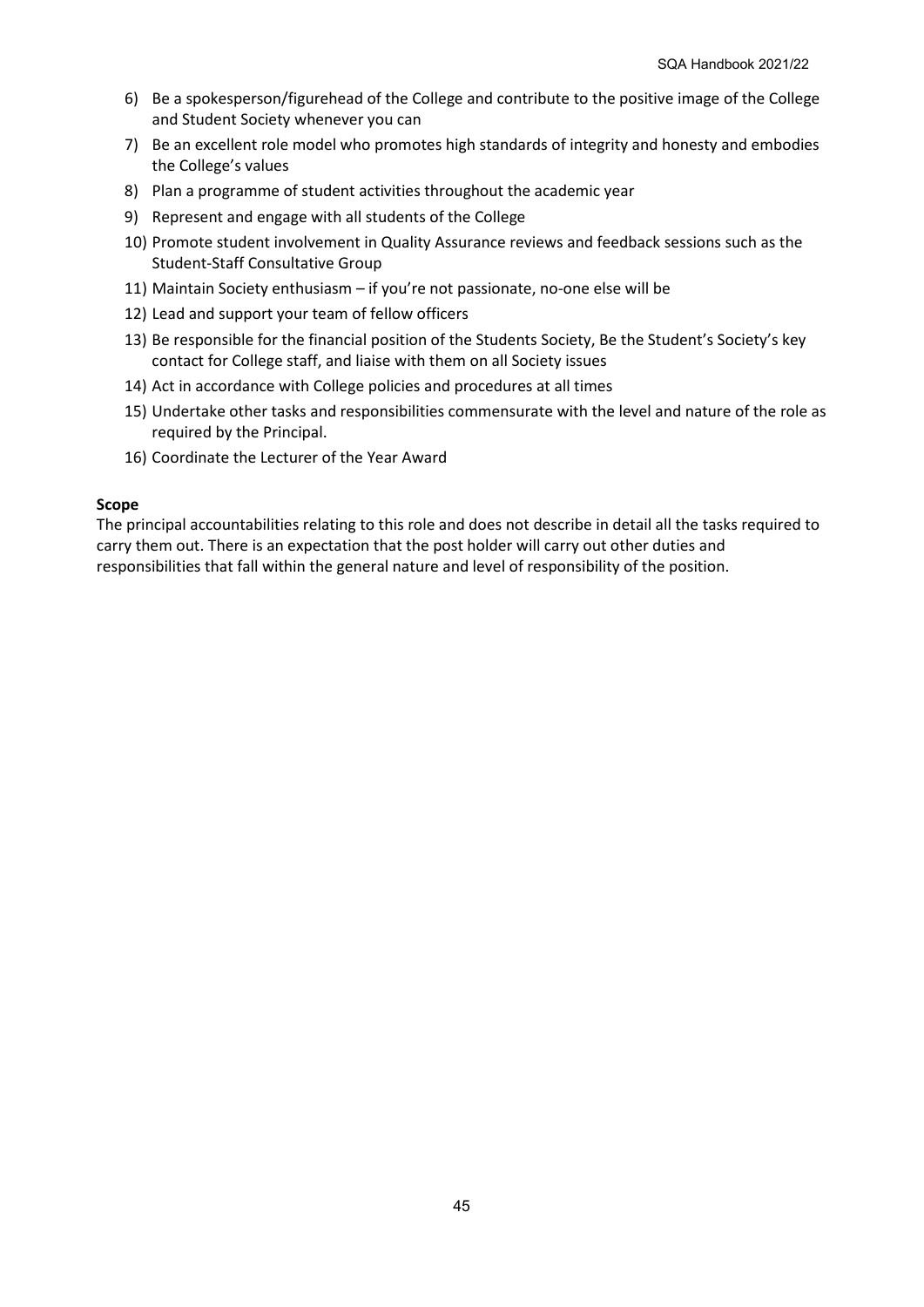6) Be a spokesperson/figurehead of the College and contribute to the positive image of the College and Student Society whenever you can
7) Be an excellent role model who promotes high standards of integrity and honesty and embodies the College's values
8) Plan a programme of student activities throughout the academic year
9) Represent and engage with all students of the College
10) Promote student involvement in Quality Assurance reviews and feedback sessions such as the Student-Staff Consultative Group
11) Maintain Society enthusiasm – if you're not passionate, no-one else will be
12) Lead and support your team of fellow officers
13) Be responsible for the financial position of the Students Society, Be the Student's Society's key contact for College staff, and liaise with them on all Society issues
14) Act in accordance with College policies and procedures at all times
15) Undertake other tasks and responsibilities commensurate with the level and nature of the role as required by the Principal.
16) Coordinate the Lecturer of the Year Award

**Scope**

The principal accountabilities relating to this role and does not describe in detail all the tasks required to carry them out. There is an expectation that the post holder will carry out other duties and responsibilities that fall within the general nature and level of responsibility of the position.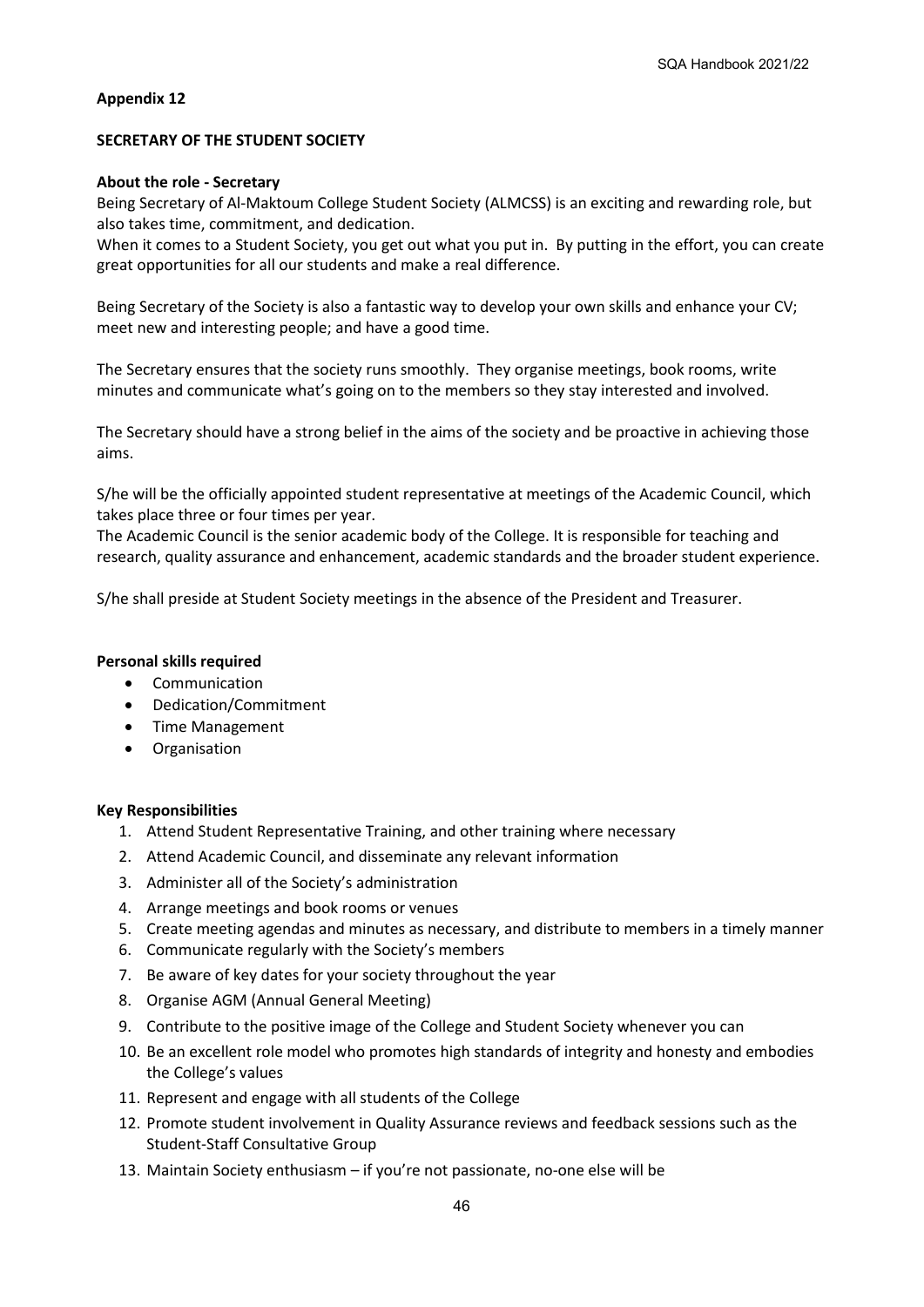**Appendix 12**

**SECRETARY OF THE STUDENT SOCIETY**

**About the role - Secretary**

Being Secretary of Al-Maktoum College Student Society (ALMCSS) is an exciting and rewarding role, but also takes time, commitment, and dedication.

When it comes to a Student Society, you get out what you put in. By putting in the effort, you can create great opportunities for all our students and make a real difference.

Being Secretary of the Society is also a fantastic way to develop your own skills and enhance your CV; meet new and interesting people; and have a good time.

The Secretary ensures that the society runs smoothly. They organise meetings, book rooms, write minutes and communicate what's going on to the members so they stay interested and involved.

The Secretary should have a strong belief in the aims of the society and be proactive in achieving those aims.

S/he will be the officially appointed student representative at meetings of the Academic Council, which takes place three or four times per year.

The Academic Council is the senior academic body of the College. It is responsible for teaching and research, quality assurance and enhancement, academic standards and the broader student experience.

S/he shall preside at Student Society meetings in the absence of the President and Treasurer.

**Personal skills required**

- Communication
- Dedication/Commitment
- Time Management
- Organisation

**Key Responsibilities**

1. Attend Student Representative Training, and other training where necessary
2. Attend Academic Council, and disseminate any relevant information
3. Administer all of the Society's administration
4. Arrange meetings and book rooms or venues
5. Create meeting agendas and minutes as necessary, and distribute to members in a timely manner
6. Communicate regularly with the Society's members
7. Be aware of key dates for your society throughout the year
8. Organise AGM (Annual General Meeting)
9. Contribute to the positive image of the College and Student Society whenever you can
10. Be an excellent role model who promotes high standards of integrity and honesty and embodies the College's values
11. Represent and engage with all students of the College
12. Promote student involvement in Quality Assurance reviews and feedback sessions such as the Student-Staff Consultative Group
13. Maintain Society enthusiasm – if you're not passionate, no-one else will be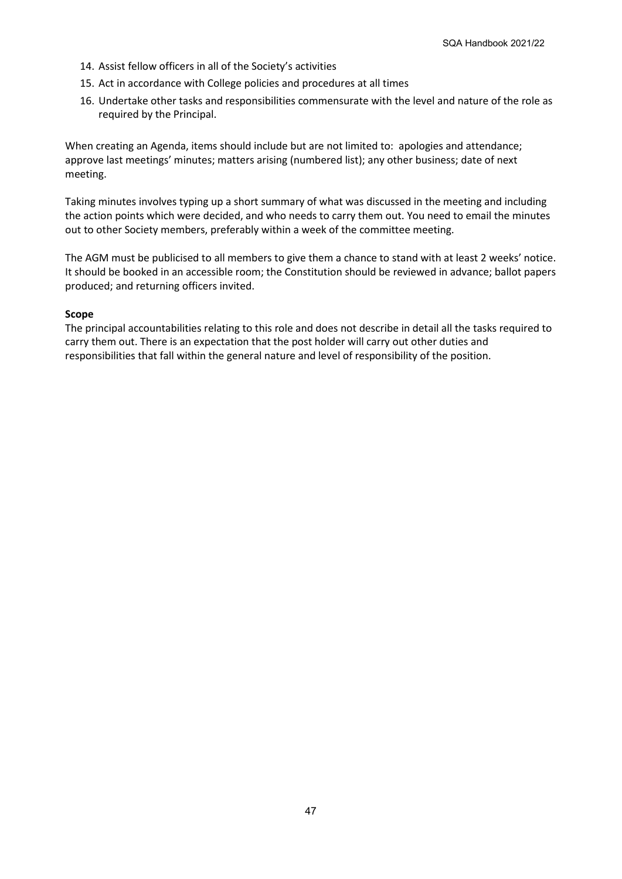14. Assist fellow officers in all of the Society's activities
15. Act in accordance with College policies and procedures at all times
16. Undertake other tasks and responsibilities commensurate with the level and nature of the role as required by the Principal.

When creating an Agenda, items should include but are not limited to: apologies and attendance; approve last meetings' minutes; matters arising (numbered list); any other business; date of next meeting.

Taking minutes involves typing up a short summary of what was discussed in the meeting and including the action points which were decided, and who needs to carry them out. You need to email the minutes out to other Society members, preferably within a week of the committee meeting.

The AGM must be publicised to all members to give them a chance to stand with at least 2 weeks' notice. It should be booked in an accessible room; the Constitution should be reviewed in advance; ballot papers produced; and returning officers invited.

**Scope**

The principal accountabilities relating to this role and does not describe in detail all the tasks required to carry them out. There is an expectation that the post holder will carry out other duties and responsibilities that fall within the general nature and level of responsibility of the position.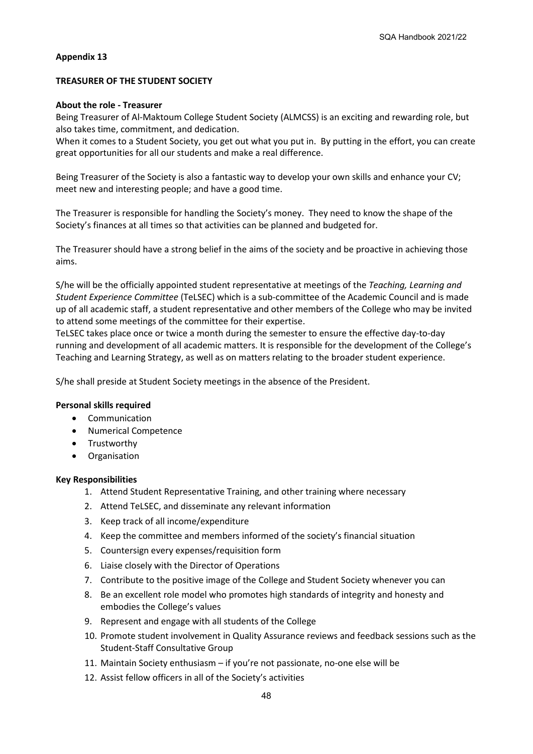**Appendix 13**

**TREASURER OF THE STUDENT SOCIETY**

**About the role - Treasurer**

Being Treasurer of Al-Maktoum College Student Society (ALMCSS) is an exciting and rewarding role, but also takes time, commitment, and dedication.

When it comes to a Student Society, you get out what you put in. By putting in the effort, you can create great opportunities for all our students and make a real difference.

Being Treasurer of the Society is also a fantastic way to develop your own skills and enhance your CV; meet new and interesting people; and have a good time.

The Treasurer is responsible for handling the Society's money. They need to know the shape of the Society's finances at all times so that activities can be planned and budgeted for.

The Treasurer should have a strong belief in the aims of the society and be proactive in achieving those aims.

S/he will be the officially appointed student representative at meetings of the *Teaching, Learning and Student Experience Committee* (TeLSEC) which is a sub-committee of the Academic Council and is made up of all academic staff, a student representative and other members of the College who may be invited to attend some meetings of the committee for their expertise.

TeLSEC takes place once or twice a month during the semester to ensure the effective day-to-day running and development of all academic matters. It is responsible for the development of the College's Teaching and Learning Strategy, as well as on matters relating to the broader student experience.

S/he shall preside at Student Society meetings in the absence of the President.

**Personal skills required**

- Communication
- Numerical Competence
- Trustworthy
- Organisation

**Key Responsibilities**

1. Attend Student Representative Training, and other training where necessary
2. Attend TeLSEC, and disseminate any relevant information
3. Keep track of all income/expenditure
4. Keep the committee and members informed of the society's financial situation
5. Countersign every expenses/requisition form
6. Liaise closely with the Director of Operations
7. Contribute to the positive image of the College and Student Society whenever you can
8. Be an excellent role model who promotes high standards of integrity and honesty and embodies the College's values
9. Represent and engage with all students of the College
10. Promote student involvement in Quality Assurance reviews and feedback sessions such as the Student-Staff Consultative Group
11. Maintain Society enthusiasm – if you're not passionate, no-one else will be
12. Assist fellow officers in all of the Society's activities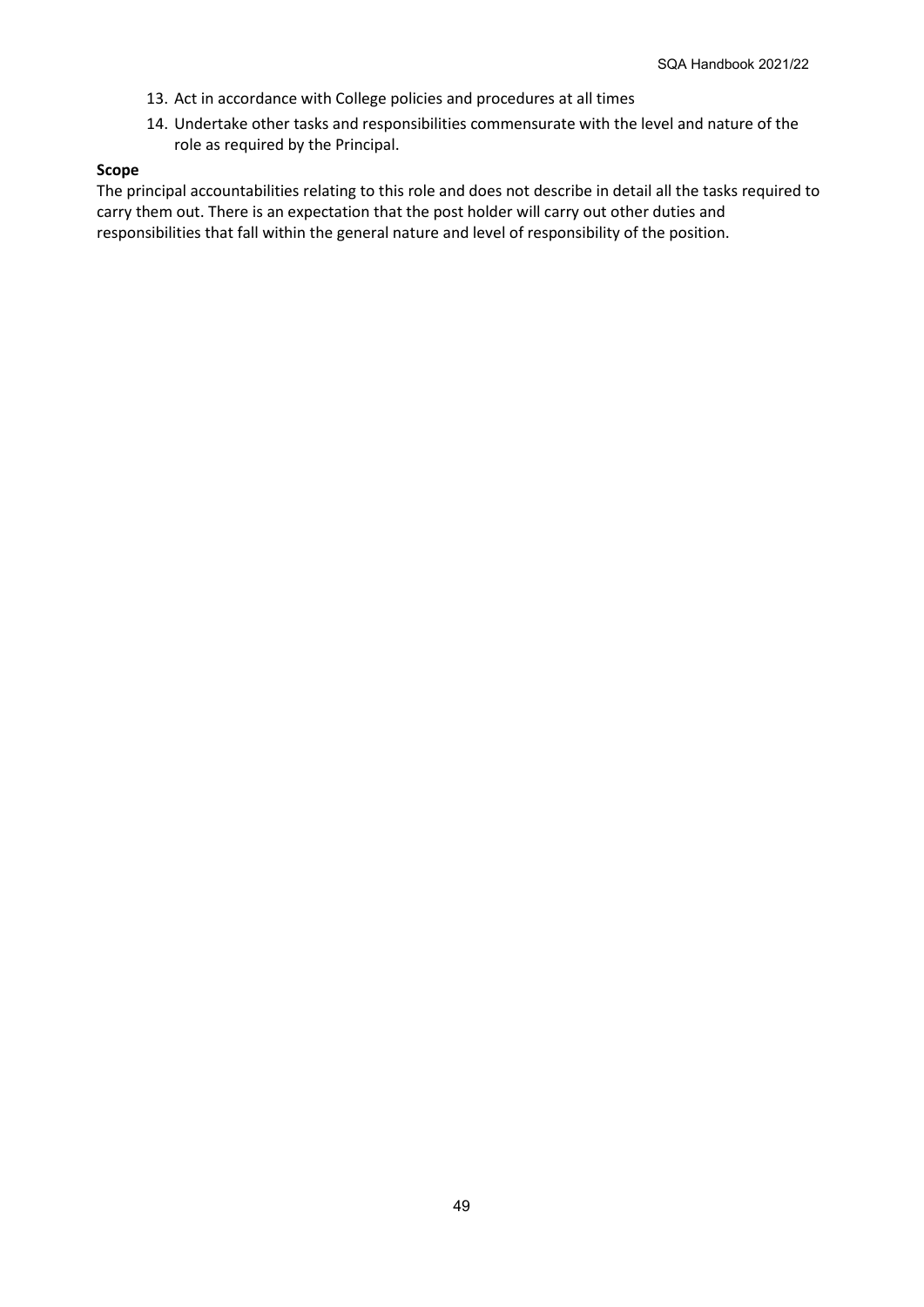13. Act in accordance with College policies and procedures at all times
14. Undertake other tasks and responsibilities commensurate with the level and nature of the role as required by the Principal.

**Scope**

The principal accountabilities relating to this role and does not describe in detail all the tasks required to carry them out. There is an expectation that the post holder will carry out other duties and responsibilities that fall within the general nature and level of responsibility of the position.